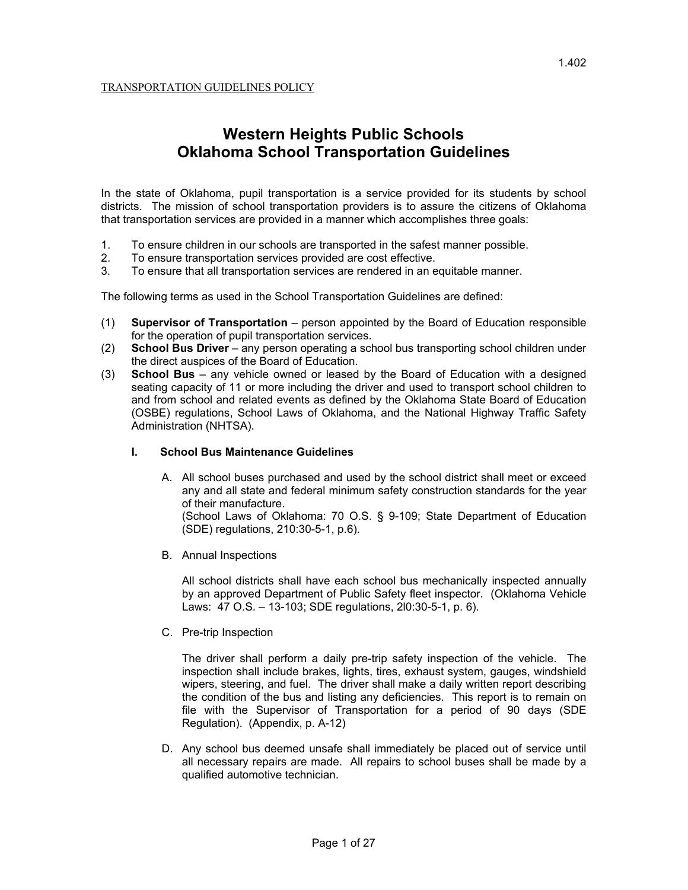TRANSPORTATION GUIDELINES POLICY

# Western Heights Public Schools
# Oklahoma School Transportation Guidelines

In the state of Oklahoma, pupil transportation is a service provided for its students by school districts. The mission of school transportation providers is to assure the citizens of Oklahoma that transportation services are provided in a manner which accomplishes three goals:

1. To ensure children in our schools are transported in the safest manner possible.
2. To ensure transportation services provided are cost effective.
3. To ensure that all transportation services are rendered in an equitable manner.

The following terms as used in the School Transportation Guidelines are defined:

(1) **Supervisor of Transportation** – person appointed by the Board of Education responsible for the operation of pupil transportation services.

(2) **School Bus Driver** – any person operating a school bus transporting school children under the direct auspices of the Board of Education.

(3) **School Bus** – any vehicle owned or leased by the Board of Education with a designed seating capacity of 11 or more including the driver and used to transport school children to and from school and related events as defined by the Oklahoma State Board of Education (OSBE) regulations, School Laws of Oklahoma, and the National Highway Traffic Safety Administration (NHTSA).

## I. School Bus Maintenance Guidelines

A. All school buses purchased and used by the school district shall meet or exceed any and all state and federal minimum safety construction standards for the year of their manufacture.
(School Laws of Oklahoma: 70 O.S. § 9-109; State Department of Education (SDE) regulations, 210:30-5-1, p.6).

B. Annual Inspections

All school districts shall have each school bus mechanically inspected annually by an approved Department of Public Safety fleet inspector. (Oklahoma Vehicle Laws: 47 O.S. – 13-103; SDE regulations, 2l0:30-5-1, p. 6).

C. Pre-trip Inspection

The driver shall perform a daily pre-trip safety inspection of the vehicle. The inspection shall include brakes, lights, tires, exhaust system, gauges, windshield wipers, steering, and fuel. The driver shall make a daily written report describing the condition of the bus and listing any deficiencies. This report is to remain on file with the Supervisor of Transportation for a period of 90 days (SDE Regulation). (Appendix, p. A-12)

D. Any school bus deemed unsafe shall immediately be placed out of service until all necessary repairs are made. All repairs to school buses shall be made by a qualified automotive technician.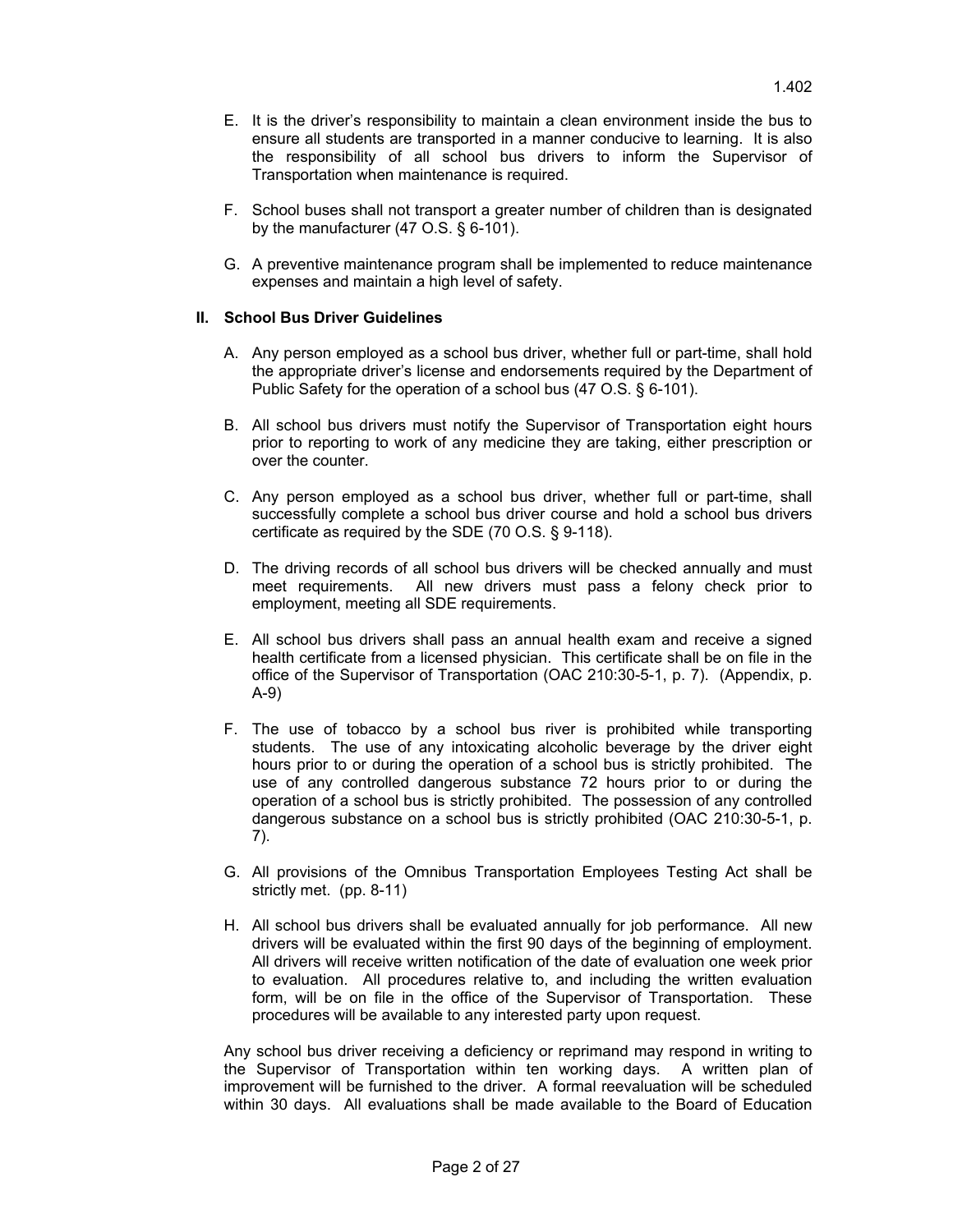E. It is the driver's responsibility to maintain a clean environment inside the bus to ensure all students are transported in a manner conducive to learning. It is also the responsibility of all school bus drivers to inform the Supervisor of Transportation when maintenance is required.

F. School buses shall not transport a greater number of children than is designated by the manufacturer (47 O.S. § 6-101).

G. A preventive maintenance program shall be implemented to reduce maintenance expenses and maintain a high level of safety.

## II. School Bus Driver Guidelines

A. Any person employed as a school bus driver, whether full or part-time, shall hold the appropriate driver's license and endorsements required by the Department of Public Safety for the operation of a school bus (47 O.S. § 6-101).

B. All school bus drivers must notify the Supervisor of Transportation eight hours prior to reporting to work of any medicine they are taking, either prescription or over the counter.

C. Any person employed as a school bus driver, whether full or part-time, shall successfully complete a school bus driver course and hold a school bus drivers certificate as required by the SDE (70 O.S. § 9-118).

D. The driving records of all school bus drivers will be checked annually and must meet requirements. All new drivers must pass a felony check prior to employment, meeting all SDE requirements.

E. All school bus drivers shall pass an annual health exam and receive a signed health certificate from a licensed physician. This certificate shall be on file in the office of the Supervisor of Transportation (OAC 210:30-5-1, p. 7). (Appendix, p. A-9)

F. The use of tobacco by a school bus river is prohibited while transporting students. The use of any intoxicating alcoholic beverage by the driver eight hours prior to or during the operation of a school bus is strictly prohibited. The use of any controlled dangerous substance 72 hours prior to or during the operation of a school bus is strictly prohibited. The possession of any controlled dangerous substance on a school bus is strictly prohibited (OAC 210:30-5-1, p. 7).

G. All provisions of the Omnibus Transportation Employees Testing Act shall be strictly met. (pp. 8-11)

H. All school bus drivers shall be evaluated annually for job performance. All new drivers will be evaluated within the first 90 days of the beginning of employment. All drivers will receive written notification of the date of evaluation one week prior to evaluation. All procedures relative to, and including the written evaluation form, will be on file in the office of the Supervisor of Transportation. These procedures will be available to any interested party upon request.

Any school bus driver receiving a deficiency or reprimand may respond in writing to the Supervisor of Transportation within ten working days. A written plan of improvement will be furnished to the driver. A formal reevaluation will be scheduled within 30 days. All evaluations shall be made available to the Board of Education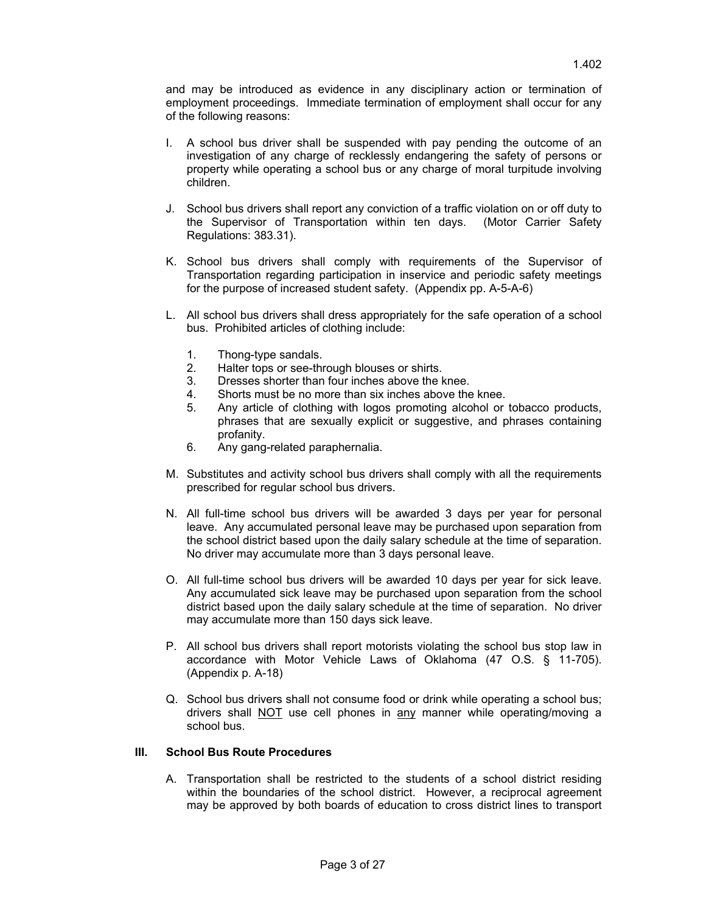and may be introduced as evidence in any disciplinary action or termination of employment proceedings. Immediate termination of employment shall occur for any of the following reasons:

I. A school bus driver shall be suspended with pay pending the outcome of an investigation of any charge of recklessly endangering the safety of persons or property while operating a school bus or any charge of moral turpitude involving children.

J. School bus drivers shall report any conviction of a traffic violation on or off duty to the Supervisor of Transportation within ten days. (Motor Carrier Safety Regulations: 383.31).

K. School bus drivers shall comply with requirements of the Supervisor of Transportation regarding participation in inservice and periodic safety meetings for the purpose of increased student safety. (Appendix pp. A-5-A-6)

L. All school bus drivers shall dress appropriately for the safe operation of a school bus. Prohibited articles of clothing include:

   1. Thong-type sandals.
   2. Halter tops or see-through blouses or shirts.
   3. Dresses shorter than four inches above the knee.
   4. Shorts must be no more than six inches above the knee.
   5. Any article of clothing with logos promoting alcohol or tobacco products, phrases that are sexually explicit or suggestive, and phrases containing profanity.
   6. Any gang-related paraphernalia.

M. Substitutes and activity school bus drivers shall comply with all the requirements prescribed for regular school bus drivers.

N. All full-time school bus drivers will be awarded 3 days per year for personal leave. Any accumulated personal leave may be purchased upon separation from the school district based upon the daily salary schedule at the time of separation. No driver may accumulate more than 3 days personal leave.

O. All full-time school bus drivers will be awarded 10 days per year for sick leave. Any accumulated sick leave may be purchased upon separation from the school district based upon the daily salary schedule at the time of separation. No driver may accumulate more than 150 days sick leave.

P. All school bus drivers shall report motorists violating the school bus stop law in accordance with Motor Vehicle Laws of Oklahoma (47 O.S. § 11-705). (Appendix p. A-18)

Q. School bus drivers shall not consume food or drink while operating a school bus; drivers shall NOT use cell phones in any manner while operating/moving a school bus.

## III. School Bus Route Procedures

A. Transportation shall be restricted to the students of a school district residing within the boundaries of the school district. However, a reciprocal agreement may be approved by both boards of education to cross district lines to transport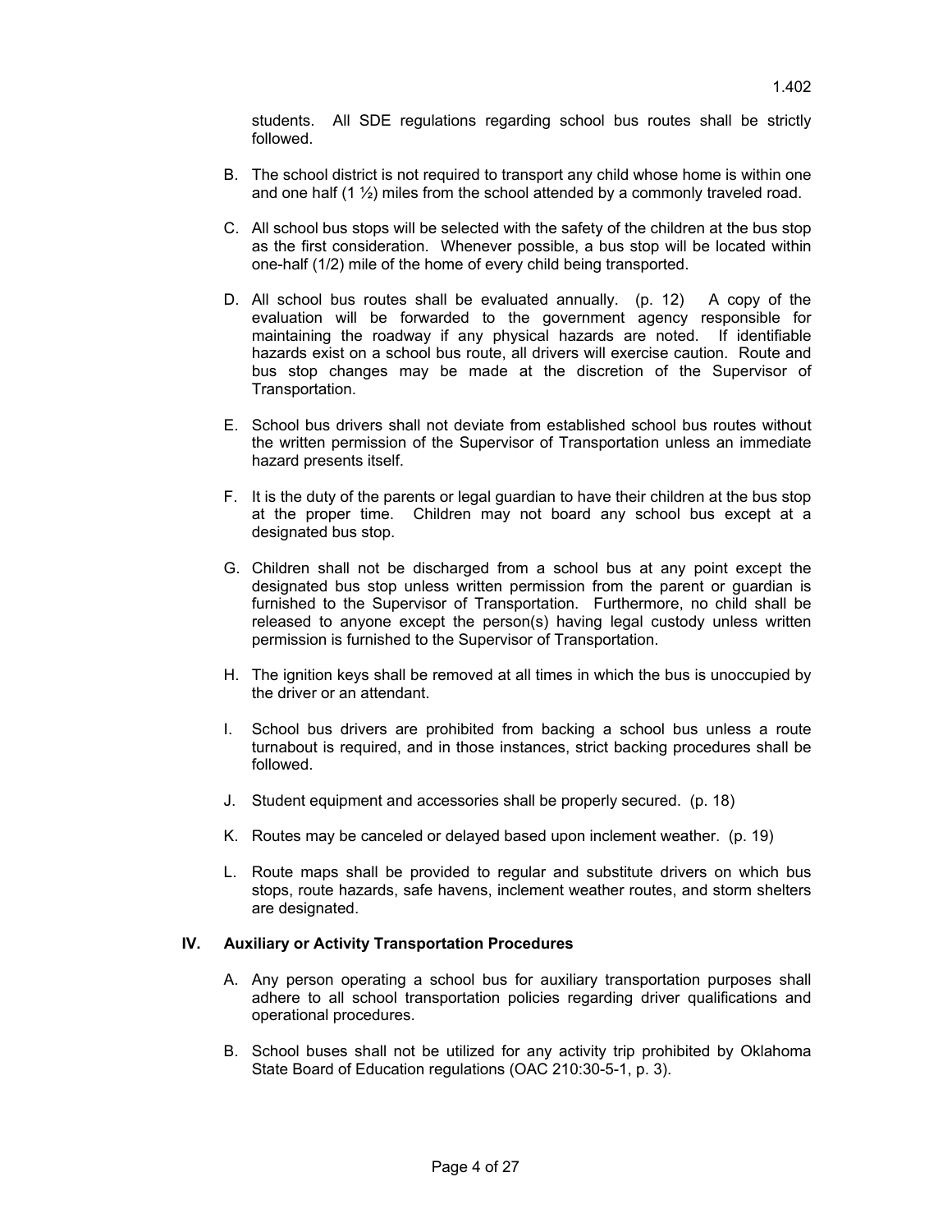students. All SDE regulations regarding school bus routes shall be strictly followed.

B. The school district is not required to transport any child whose home is within one and one half (1 ½) miles from the school attended by a commonly traveled road.

C. All school bus stops will be selected with the safety of the children at the bus stop as the first consideration. Whenever possible, a bus stop will be located within one-half (1/2) mile of the home of every child being transported.

D. All school bus routes shall be evaluated annually. (p. 12) A copy of the evaluation will be forwarded to the government agency responsible for maintaining the roadway if any physical hazards are noted. If identifiable hazards exist on a school bus route, all drivers will exercise caution. Route and bus stop changes may be made at the discretion of the Supervisor of Transportation.

E. School bus drivers shall not deviate from established school bus routes without the written permission of the Supervisor of Transportation unless an immediate hazard presents itself.

F. It is the duty of the parents or legal guardian to have their children at the bus stop at the proper time. Children may not board any school bus except at a designated bus stop.

G. Children shall not be discharged from a school bus at any point except the designated bus stop unless written permission from the parent or guardian is furnished to the Supervisor of Transportation. Furthermore, no child shall be released to anyone except the person(s) having legal custody unless written permission is furnished to the Supervisor of Transportation.

H. The ignition keys shall be removed at all times in which the bus is unoccupied by the driver or an attendant.

I. School bus drivers are prohibited from backing a school bus unless a route turnabout is required, and in those instances, strict backing procedures shall be followed.

J. Student equipment and accessories shall be properly secured. (p. 18)

K. Routes may be canceled or delayed based upon inclement weather. (p. 19)

L. Route maps shall be provided to regular and substitute drivers on which bus stops, route hazards, safe havens, inclement weather routes, and storm shelters are designated.

## IV. Auxiliary or Activity Transportation Procedures

A. Any person operating a school bus for auxiliary transportation purposes shall adhere to all school transportation policies regarding driver qualifications and operational procedures.

B. School buses shall not be utilized for any activity trip prohibited by Oklahoma State Board of Education regulations (OAC 210:30-5-1, p. 3).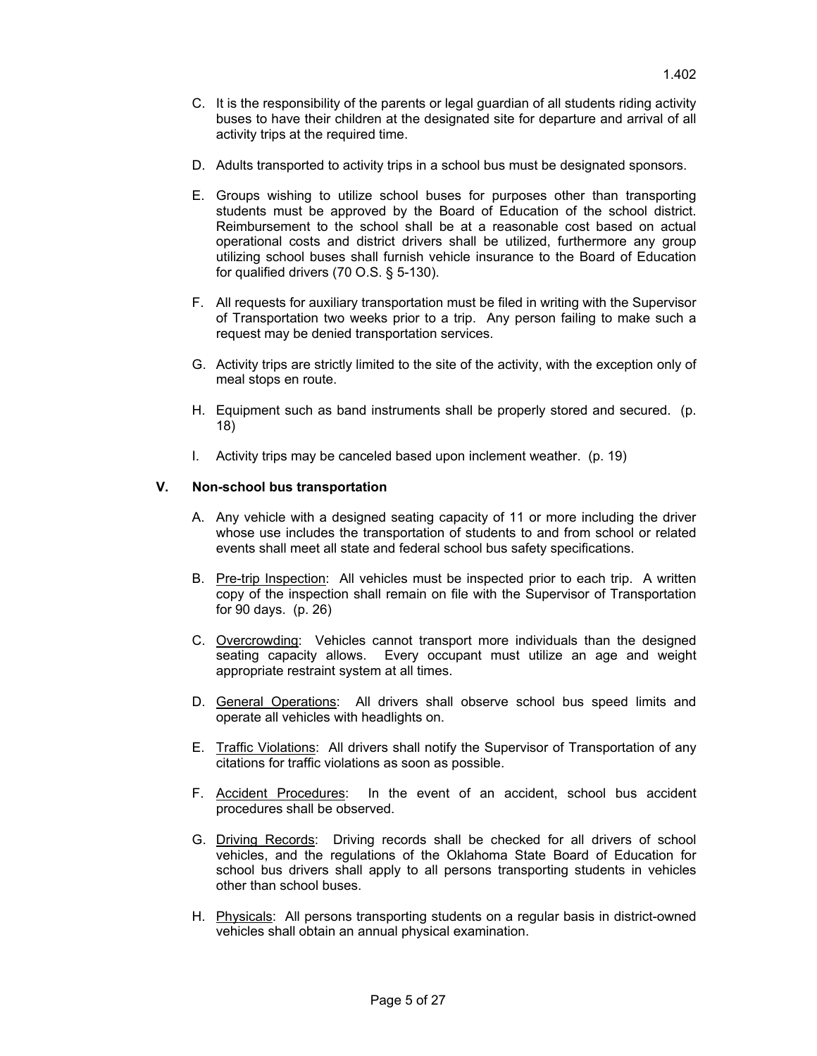C. It is the responsibility of the parents or legal guardian of all students riding activity buses to have their children at the designated site for departure and arrival of all activity trips at the required time.

D. Adults transported to activity trips in a school bus must be designated sponsors.

E. Groups wishing to utilize school buses for purposes other than transporting students must be approved by the Board of Education of the school district. Reimbursement to the school shall be at a reasonable cost based on actual operational costs and district drivers shall be utilized, furthermore any group utilizing school buses shall furnish vehicle insurance to the Board of Education for qualified drivers (70 O.S. § 5-130).

F. All requests for auxiliary transportation must be filed in writing with the Supervisor of Transportation two weeks prior to a trip. Any person failing to make such a request may be denied transportation services.

G. Activity trips are strictly limited to the site of the activity, with the exception only of meal stops en route.

H. Equipment such as band instruments shall be properly stored and secured. (p. 18)

I. Activity trips may be canceled based upon inclement weather. (p. 19)

## V. Non-school bus transportation

A. Any vehicle with a designed seating capacity of 11 or more including the driver whose use includes the transportation of students to and from school or related events shall meet all state and federal school bus safety specifications.

B. Pre-trip Inspection: All vehicles must be inspected prior to each trip. A written copy of the inspection shall remain on file with the Supervisor of Transportation for 90 days. (p. 26)

C. Overcrowding: Vehicles cannot transport more individuals than the designed seating capacity allows. Every occupant must utilize an age and weight appropriate restraint system at all times.

D. General Operations: All drivers shall observe school bus speed limits and operate all vehicles with headlights on.

E. Traffic Violations: All drivers shall notify the Supervisor of Transportation of any citations for traffic violations as soon as possible.

F. Accident Procedures: In the event of an accident, school bus accident procedures shall be observed.

G. Driving Records: Driving records shall be checked for all drivers of school vehicles, and the regulations of the Oklahoma State Board of Education for school bus drivers shall apply to all persons transporting students in vehicles other than school buses.

H. Physicals: All persons transporting students on a regular basis in district-owned vehicles shall obtain an annual physical examination.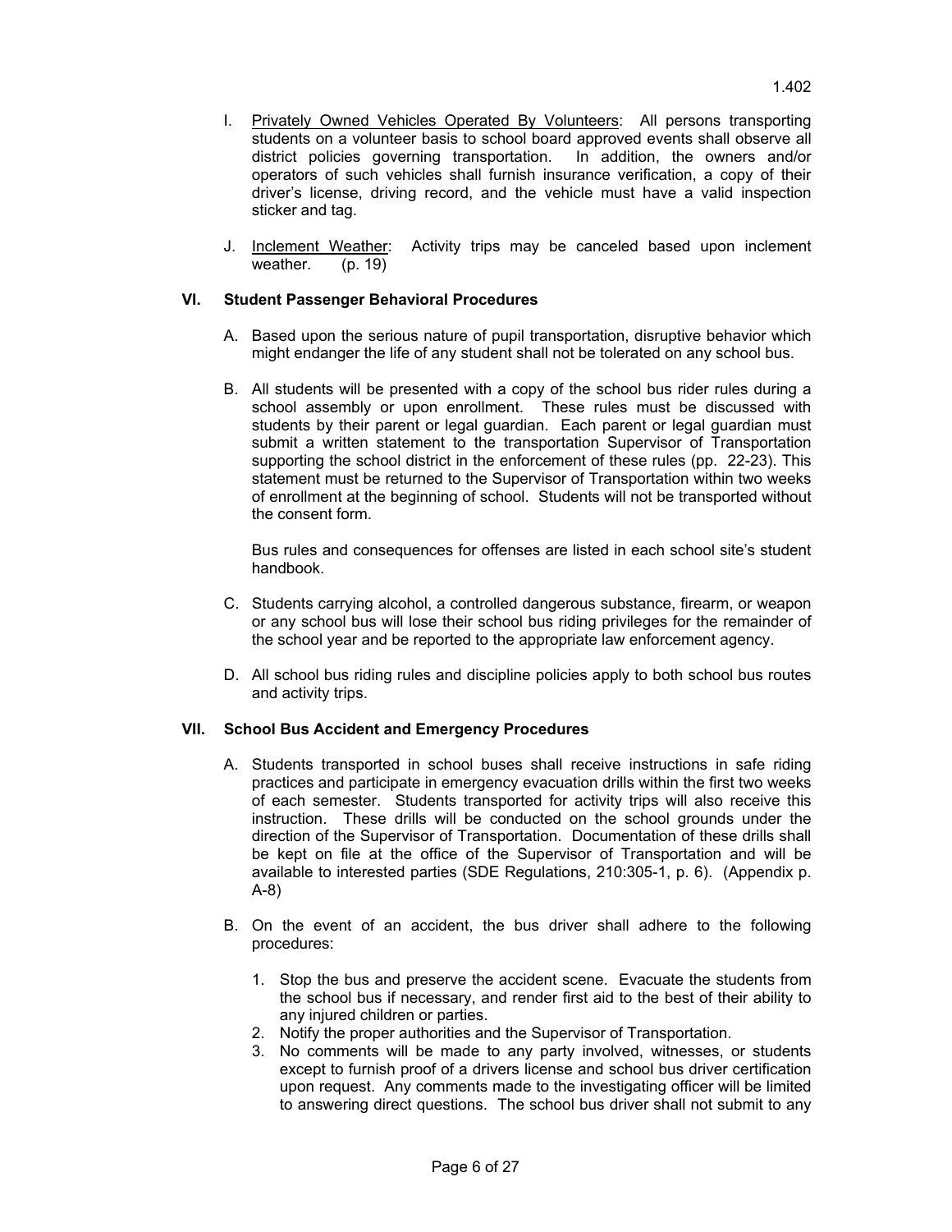I. Privately Owned Vehicles Operated By Volunteers: All persons transporting students on a volunteer basis to school board approved events shall observe all district policies governing transportation. In addition, the owners and/or operators of such vehicles shall furnish insurance verification, a copy of their driver's license, driving record, and the vehicle must have a valid inspection sticker and tag.

J. Inclement Weather: Activity trips may be canceled based upon inclement weather. (p. 19)

### VI. Student Passenger Behavioral Procedures

A. Based upon the serious nature of pupil transportation, disruptive behavior which might endanger the life of any student shall not be tolerated on any school bus.

B. All students will be presented with a copy of the school bus rider rules during a school assembly or upon enrollment. These rules must be discussed with students by their parent or legal guardian. Each parent or legal guardian must submit a written statement to the transportation Supervisor of Transportation supporting the school district in the enforcement of these rules (pp. 22-23). This statement must be returned to the Supervisor of Transportation within two weeks of enrollment at the beginning of school. Students will not be transported without the consent form.

   Bus rules and consequences for offenses are listed in each school site's student handbook.

C. Students carrying alcohol, a controlled dangerous substance, firearm, or weapon or any school bus will lose their school bus riding privileges for the remainder of the school year and be reported to the appropriate law enforcement agency.

D. All school bus riding rules and discipline policies apply to both school bus routes and activity trips.

### VII. School Bus Accident and Emergency Procedures

A. Students transported in school buses shall receive instructions in safe riding practices and participate in emergency evacuation drills within the first two weeks of each semester. Students transported for activity trips will also receive this instruction. These drills will be conducted on the school grounds under the direction of the Supervisor of Transportation. Documentation of these drills shall be kept on file at the office of the Supervisor of Transportation and will be available to interested parties (SDE Regulations, 210:305-1, p. 6). (Appendix p. A-8)

B. On the event of an accident, the bus driver shall adhere to the following procedures:

   1. Stop the bus and preserve the accident scene. Evacuate the students from the school bus if necessary, and render first aid to the best of their ability to any injured children or parties.
   2. Notify the proper authorities and the Supervisor of Transportation.
   3. No comments will be made to any party involved, witnesses, or students except to furnish proof of a drivers license and school bus driver certification upon request. Any comments made to the investigating officer will be limited to answering direct questions. The school bus driver shall not submit to any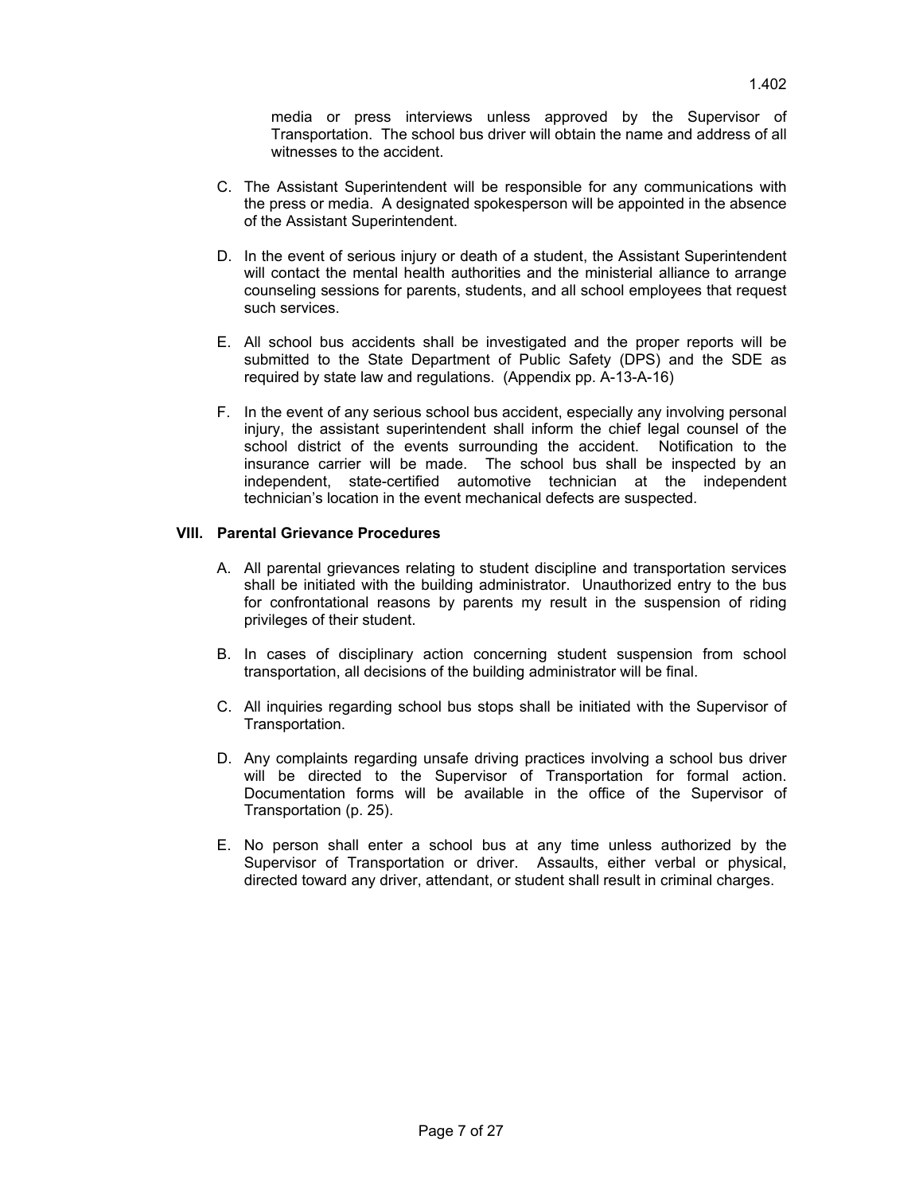media or press interviews unless approved by the Supervisor of Transportation. The school bus driver will obtain the name and address of all witnesses to the accident.

C. The Assistant Superintendent will be responsible for any communications with the press or media. A designated spokesperson will be appointed in the absence of the Assistant Superintendent.

D. In the event of serious injury or death of a student, the Assistant Superintendent will contact the mental health authorities and the ministerial alliance to arrange counseling sessions for parents, students, and all school employees that request such services.

E. All school bus accidents shall be investigated and the proper reports will be submitted to the State Department of Public Safety (DPS) and the SDE as required by state law and regulations. (Appendix pp. A-13-A-16)

F. In the event of any serious school bus accident, especially any involving personal injury, the assistant superintendent shall inform the chief legal counsel of the school district of the events surrounding the accident. Notification to the insurance carrier will be made. The school bus shall be inspected by an independent, state-certified automotive technician at the independent technician's location in the event mechanical defects are suspected.

**VIII. Parental Grievance Procedures**

A. All parental grievances relating to student discipline and transportation services shall be initiated with the building administrator. Unauthorized entry to the bus for confrontational reasons by parents my result in the suspension of riding privileges of their student.

B. In cases of disciplinary action concerning student suspension from school transportation, all decisions of the building administrator will be final.

C. All inquiries regarding school bus stops shall be initiated with the Supervisor of Transportation.

D. Any complaints regarding unsafe driving practices involving a school bus driver will be directed to the Supervisor of Transportation for formal action. Documentation forms will be available in the office of the Supervisor of Transportation (p. 25).

E. No person shall enter a school bus at any time unless authorized by the Supervisor of Transportation or driver. Assaults, either verbal or physical, directed toward any driver, attendant, or student shall result in criminal charges.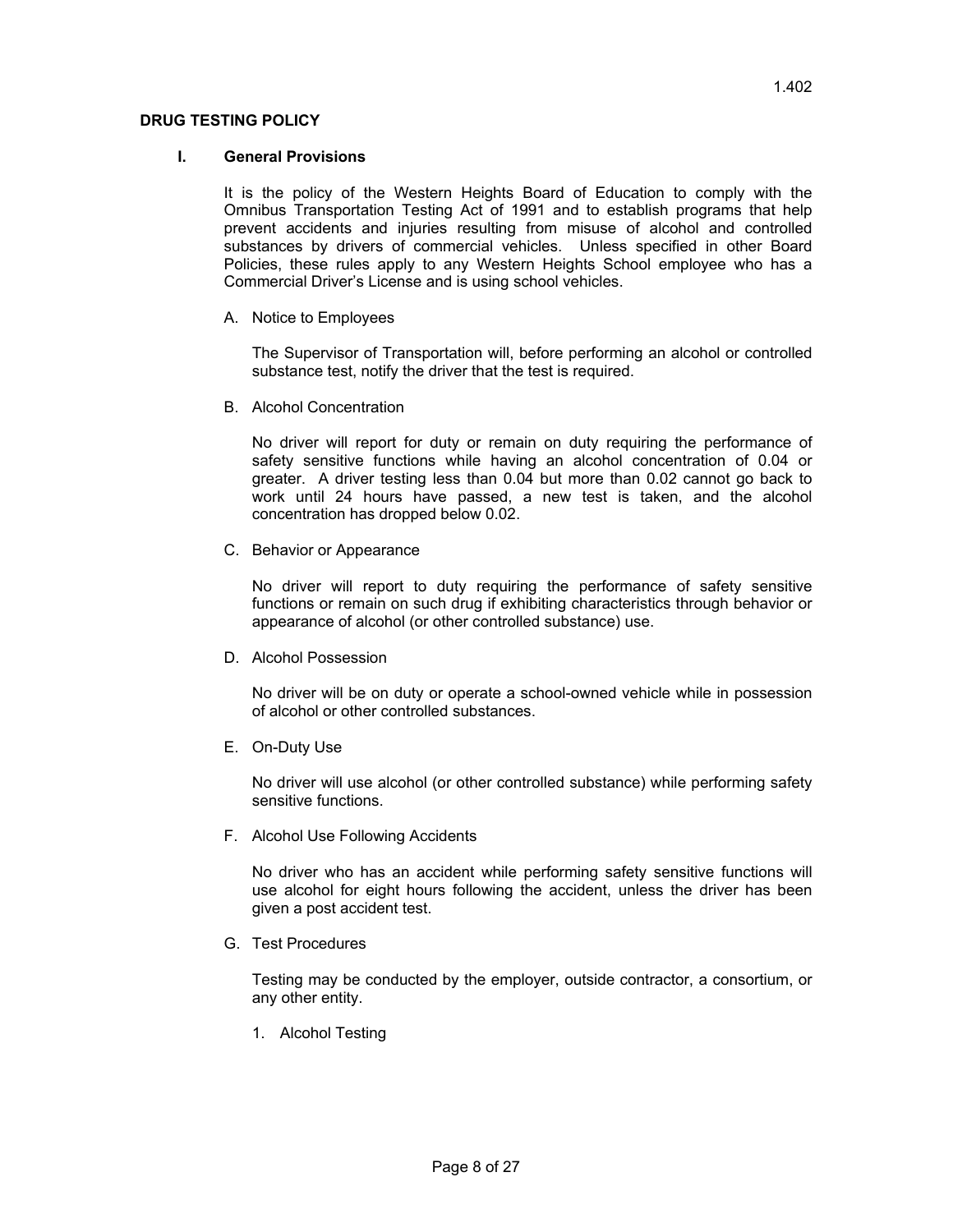1.402

## DRUG TESTING POLICY

### I. General Provisions

It is the policy of the Western Heights Board of Education to comply with the Omnibus Transportation Testing Act of 1991 and to establish programs that help prevent accidents and injuries resulting from misuse of alcohol and controlled substances by drivers of commercial vehicles. Unless specified in other Board Policies, these rules apply to any Western Heights School employee who has a Commercial Driver's License and is using school vehicles.

A. Notice to Employees

The Supervisor of Transportation will, before performing an alcohol or controlled substance test, notify the driver that the test is required.

B. Alcohol Concentration

No driver will report for duty or remain on duty requiring the performance of safety sensitive functions while having an alcohol concentration of 0.04 or greater. A driver testing less than 0.04 but more than 0.02 cannot go back to work until 24 hours have passed, a new test is taken, and the alcohol concentration has dropped below 0.02.

C. Behavior or Appearance

No driver will report to duty requiring the performance of safety sensitive functions or remain on such drug if exhibiting characteristics through behavior or appearance of alcohol (or other controlled substance) use.

D. Alcohol Possession

No driver will be on duty or operate a school-owned vehicle while in possession of alcohol or other controlled substances.

E. On-Duty Use

No driver will use alcohol (or other controlled substance) while performing safety sensitive functions.

F. Alcohol Use Following Accidents

No driver who has an accident while performing safety sensitive functions will use alcohol for eight hours following the accident, unless the driver has been given a post accident test.

G. Test Procedures

Testing may be conducted by the employer, outside contractor, a consortium, or any other entity.

1. Alcohol Testing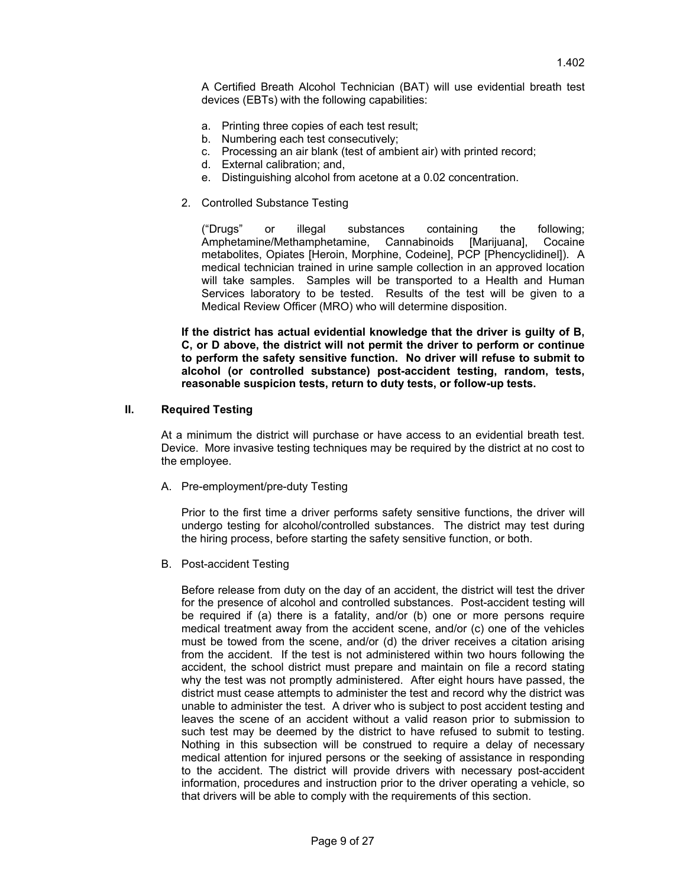A Certified Breath Alcohol Technician (BAT) will use evidential breath test devices (EBTs) with the following capabilities:

a. Printing three copies of each test result;
b. Numbering each test consecutively;
c. Processing an air blank (test of ambient air) with printed record;
d. External calibration; and,
e. Distinguishing alcohol from acetone at a 0.02 concentration.

2. Controlled Substance Testing

("Drugs" or illegal substances containing the following; Amphetamine/Methamphetamine, Cannabinoids [Marijuana], Cocaine metabolites, Opiates [Heroin, Morphine, Codeine], PCP [Phencyclidinel]). A medical technician trained in urine sample collection in an approved location will take samples. Samples will be transported to a Health and Human Services laboratory to be tested. Results of the test will be given to a Medical Review Officer (MRO) who will determine disposition.

**If the district has actual evidential knowledge that the driver is guilty of B, C, or D above, the district will not permit the driver to perform or continue to perform the safety sensitive function. No driver will refuse to submit to alcohol (or controlled substance) post-accident testing, random, tests, reasonable suspicion tests, return to duty tests, or follow-up tests.**

## II. Required Testing

At a minimum the district will purchase or have access to an evidential breath test. Device. More invasive testing techniques may be required by the district at no cost to the employee.

A. Pre-employment/pre-duty Testing

Prior to the first time a driver performs safety sensitive functions, the driver will undergo testing for alcohol/controlled substances. The district may test during the hiring process, before starting the safety sensitive function, or both.

B. Post-accident Testing

Before release from duty on the day of an accident, the district will test the driver for the presence of alcohol and controlled substances. Post-accident testing will be required if (a) there is a fatality, and/or (b) one or more persons require medical treatment away from the accident scene, and/or (c) one of the vehicles must be towed from the scene, and/or (d) the driver receives a citation arising from the accident. If the test is not administered within two hours following the accident, the school district must prepare and maintain on file a record stating why the test was not promptly administered. After eight hours have passed, the district must cease attempts to administer the test and record why the district was unable to administer the test. A driver who is subject to post accident testing and leaves the scene of an accident without a valid reason prior to submission to such test may be deemed by the district to have refused to submit to testing. Nothing in this subsection will be construed to require a delay of necessary medical attention for injured persons or the seeking of assistance in responding to the accident. The district will provide drivers with necessary post-accident information, procedures and instruction prior to the driver operating a vehicle, so that drivers will be able to comply with the requirements of this section.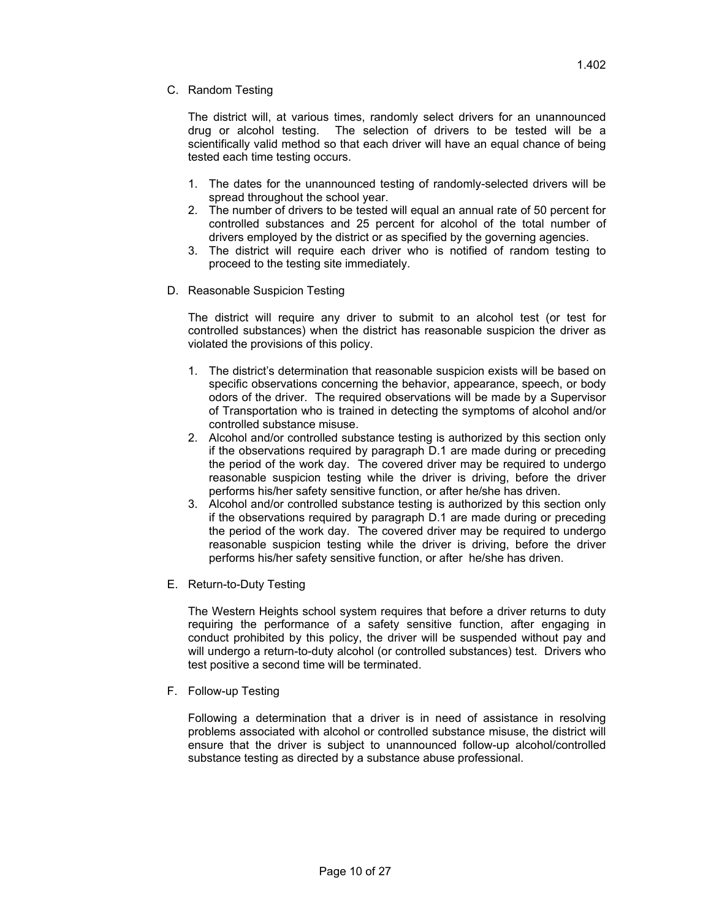C. Random Testing

The district will, at various times, randomly select drivers for an unannounced drug or alcohol testing. The selection of drivers to be tested will be a scientifically valid method so that each driver will have an equal chance of being tested each time testing occurs.

1. The dates for the unannounced testing of randomly-selected drivers will be spread throughout the school year.
2. The number of drivers to be tested will equal an annual rate of 50 percent for controlled substances and 25 percent for alcohol of the total number of drivers employed by the district or as specified by the governing agencies.
3. The district will require each driver who is notified of random testing to proceed to the testing site immediately.

D. Reasonable Suspicion Testing

The district will require any driver to submit to an alcohol test (or test for controlled substances) when the district has reasonable suspicion the driver as violated the provisions of this policy.

1. The district's determination that reasonable suspicion exists will be based on specific observations concerning the behavior, appearance, speech, or body odors of the driver. The required observations will be made by a Supervisor of Transportation who is trained in detecting the symptoms of alcohol and/or controlled substance misuse.
2. Alcohol and/or controlled substance testing is authorized by this section only if the observations required by paragraph D.1 are made during or preceding the period of the work day. The covered driver may be required to undergo reasonable suspicion testing while the driver is driving, before the driver performs his/her safety sensitive function, or after he/she has driven.
3. Alcohol and/or controlled substance testing is authorized by this section only if the observations required by paragraph D.1 are made during or preceding the period of the work day. The covered driver may be required to undergo reasonable suspicion testing while the driver is driving, before the driver performs his/her safety sensitive function, or after he/she has driven.

E. Return-to-Duty Testing

The Western Heights school system requires that before a driver returns to duty requiring the performance of a safety sensitive function, after engaging in conduct prohibited by this policy, the driver will be suspended without pay and will undergo a return-to-duty alcohol (or controlled substances) test. Drivers who test positive a second time will be terminated.

F. Follow-up Testing

Following a determination that a driver is in need of assistance in resolving problems associated with alcohol or controlled substance misuse, the district will ensure that the driver is subject to unannounced follow-up alcohol/controlled substance testing as directed by a substance abuse professional.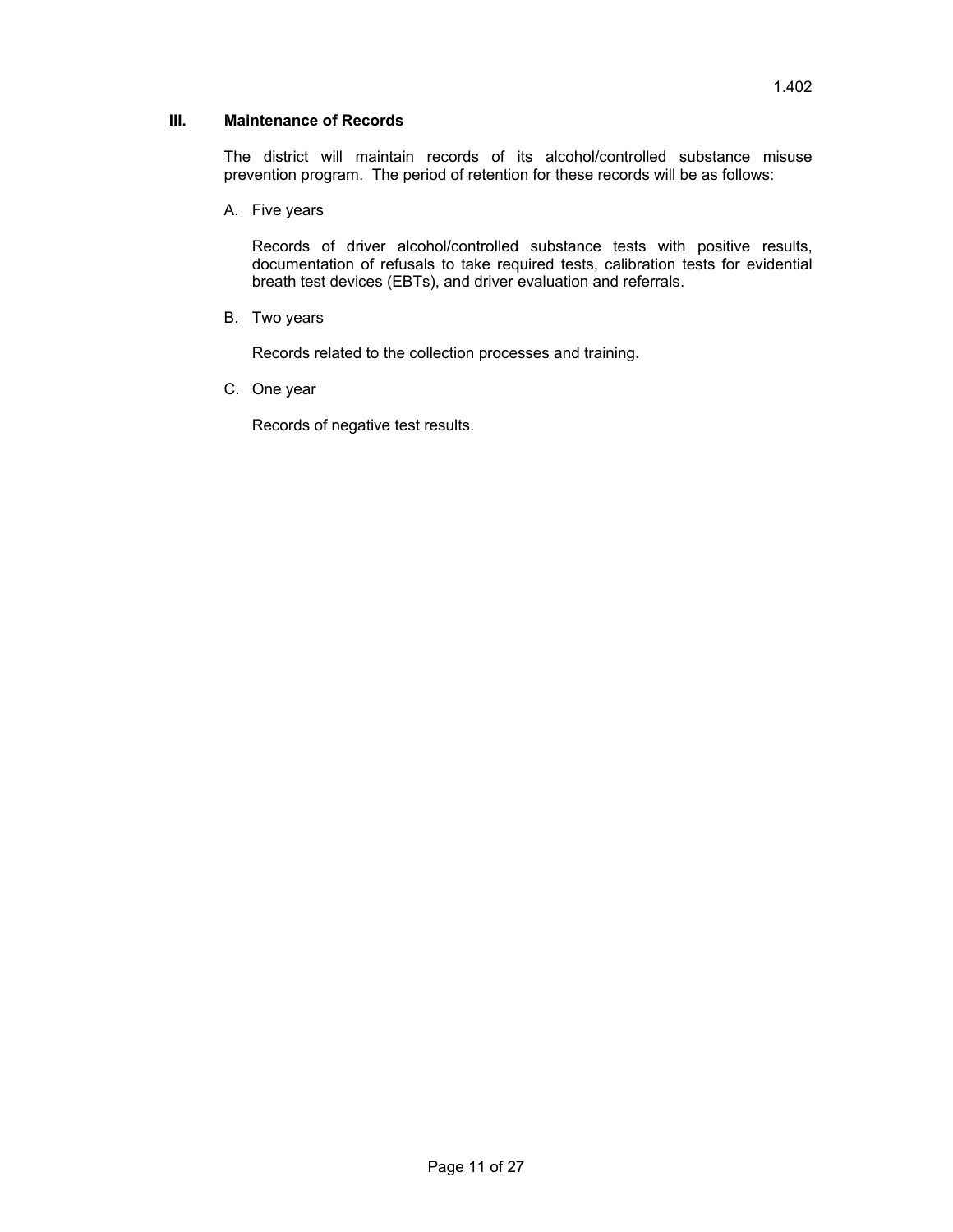## III. Maintenance of Records

The district will maintain records of its alcohol/controlled substance misuse prevention program. The period of retention for these records will be as follows:

A. Five years

Records of driver alcohol/controlled substance tests with positive results, documentation of refusals to take required tests, calibration tests for evidential breath test devices (EBTs), and driver evaluation and referrals.

B. Two years

Records related to the collection processes and training.

C. One year

Records of negative test results.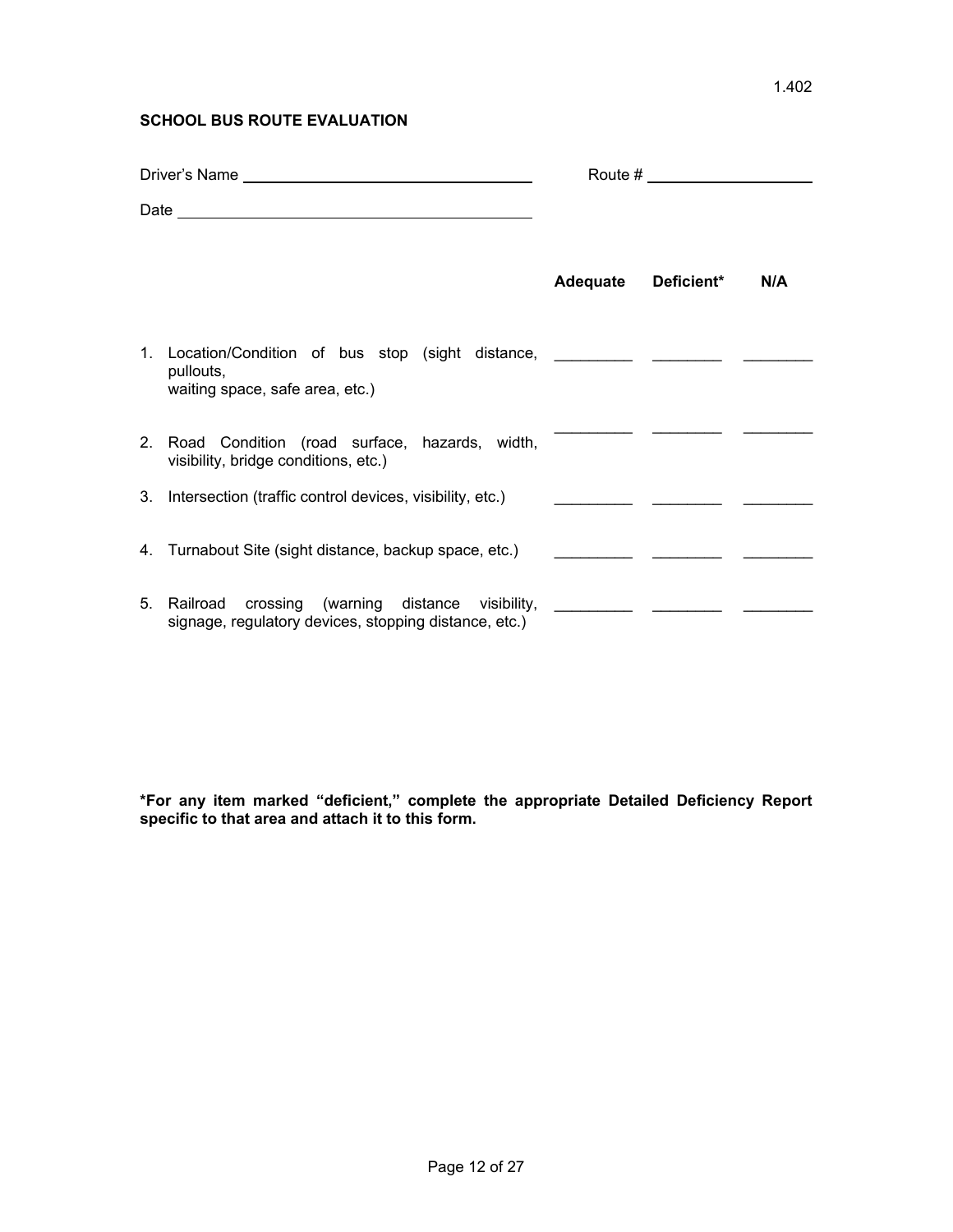1.402

## SCHOOL BUS ROUTE EVALUATION

Driver's Name ______________________________ Route # ____________________

Date ______________________________

| | Adequate | Deficient* | N/A |
|---|---|---|---|
| 1. Location/Condition of bus stop (sight distance, pullouts, waiting space, safe area, etc.) | _________ | ________ | ________ |
| 2. Road Condition (road surface, hazards, width, visibility, bridge conditions, etc.) | _________ | ________ | ________ |
| 3. Intersection (traffic control devices, visibility, etc.) | _________ | ________ | ________ |
| 4. Turnabout Site (sight distance, backup space, etc.) | _________ | ________ | ________ |
| 5. Railroad crossing (warning distance visibility, signage, regulatory devices, stopping distance, etc.) | _________ | ________ | ________ |

**\*For any item marked "deficient," complete the appropriate Detailed Deficiency Report specific to that area and attach it to this form.**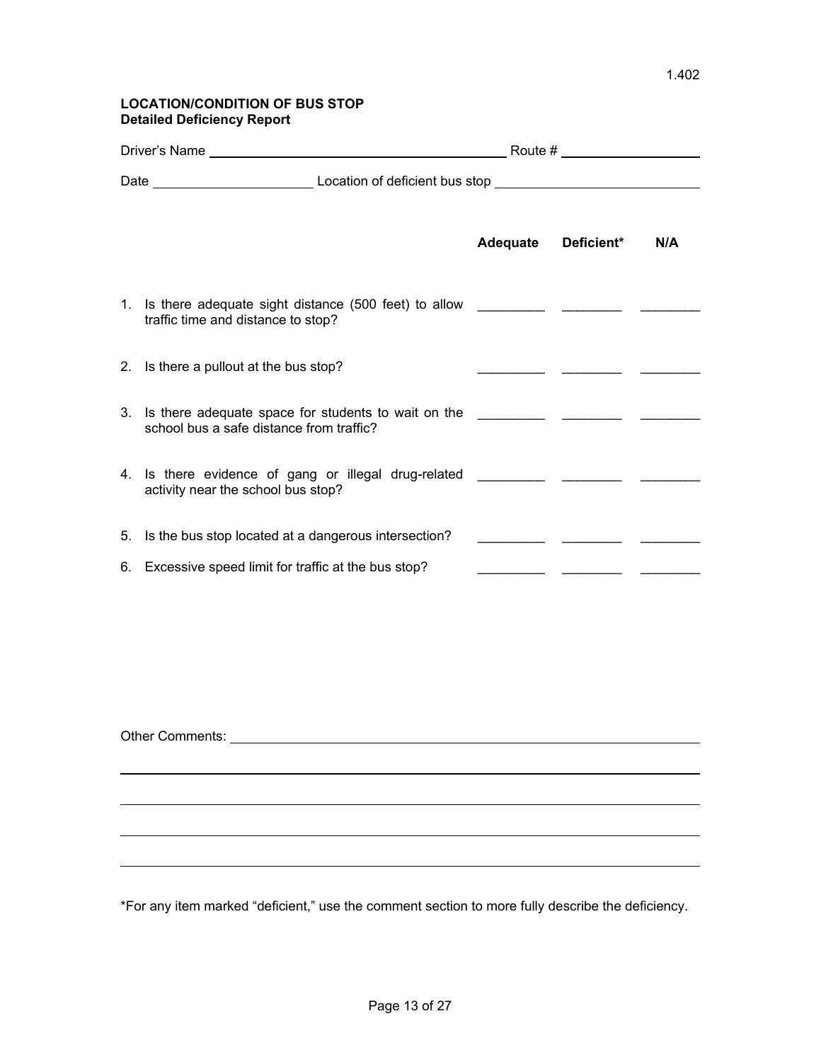1.402

**LOCATION/CONDITION OF BUS STOP**
**Detailed Deficiency Report**

Driver's Name ______________________________ Route # ______________

Date ________________ Location of deficient bus stop ____________________

| | Adequate | Deficient* | N/A |
|---|---|---|---|
| 1. Is there adequate sight distance (500 feet) to allow traffic time and distance to stop? | ________ | ________ | ________ |
| 2. Is there a pullout at the bus stop? | ________ | ________ | ________ |
| 3. Is there adequate space for students to wait on the school bus a safe distance from traffic? | ________ | ________ | ________ |
| 4. Is there evidence of gang or illegal drug-related activity near the school bus stop? | ________ | ________ | ________ |
| 5. Is the bus stop located at a dangerous intersection? | ________ | ________ | ________ |
| 6. Excessive speed limit for traffic at the bus stop? | ________ | ________ | ________ |

Other Comments: ____________________________________________

____________________________________________

____________________________________________

____________________________________________

____________________________________________

*For any item marked "deficient," use the comment section to more fully describe the deficiency.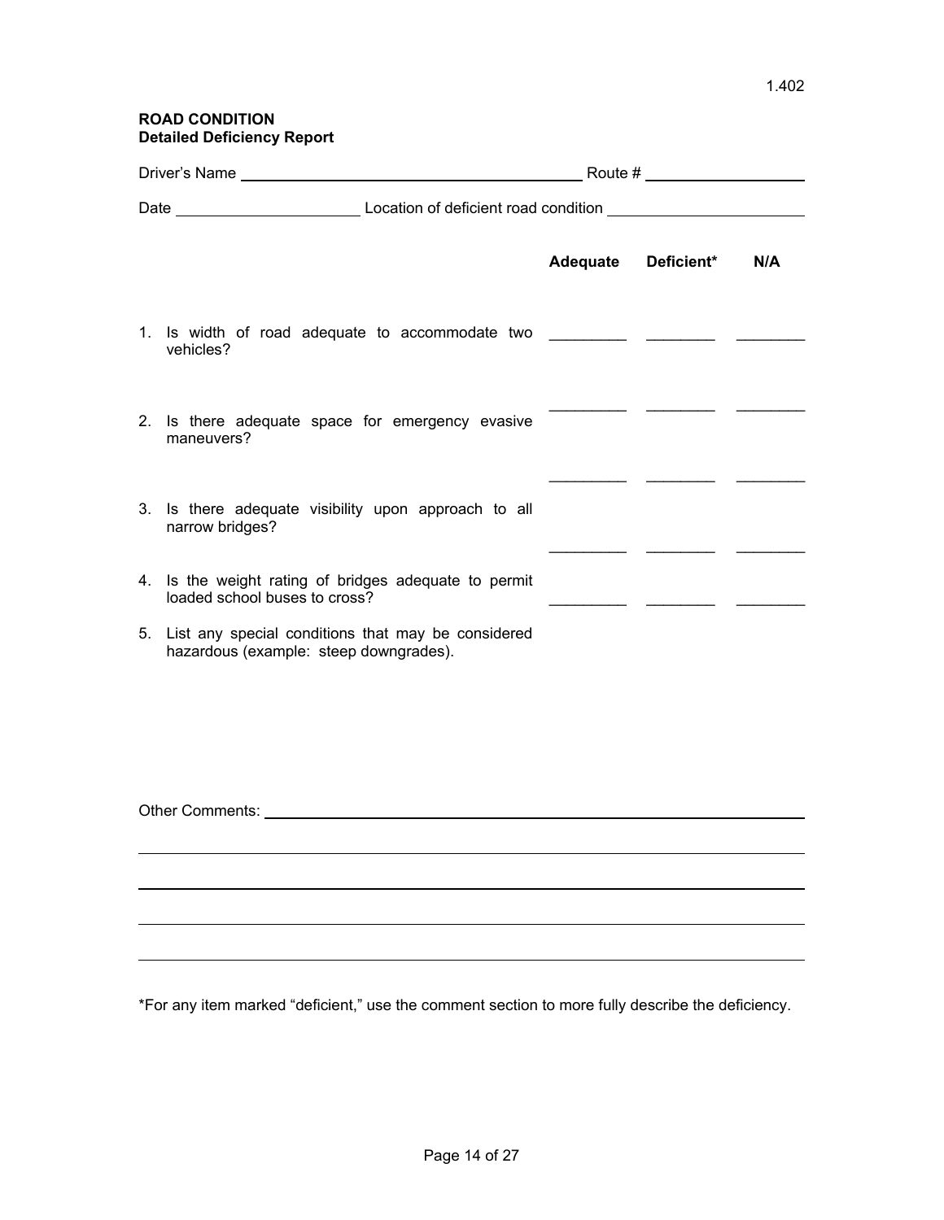1.402

**ROAD CONDITION**
**Detailed Deficiency Report**

Driver's Name ______________________________ Route # ______________

Date ________________ Location of deficient road condition ________________

| | Adequate | Deficient* | N/A |
|---|---|---|---|
| 1. Is width of road adequate to accommodate two vehicles? | _________ | ________ | ________ |
| 2. Is there adequate space for emergency evasive maneuvers? | _________ | ________ | ________ |
| 3. Is there adequate visibility upon approach to all narrow bridges? | _________ | ________ | ________ |
| 4. Is the weight rating of bridges adequate to permit loaded school buses to cross? | _________ | ________ | ________ |

5. List any special conditions that may be considered hazardous (example: steep downgrades).

Other Comments: ____________________________________________

____________________________________________

____________________________________________

____________________________________________

____________________________________________

*For any item marked "deficient," use the comment section to more fully describe the deficiency.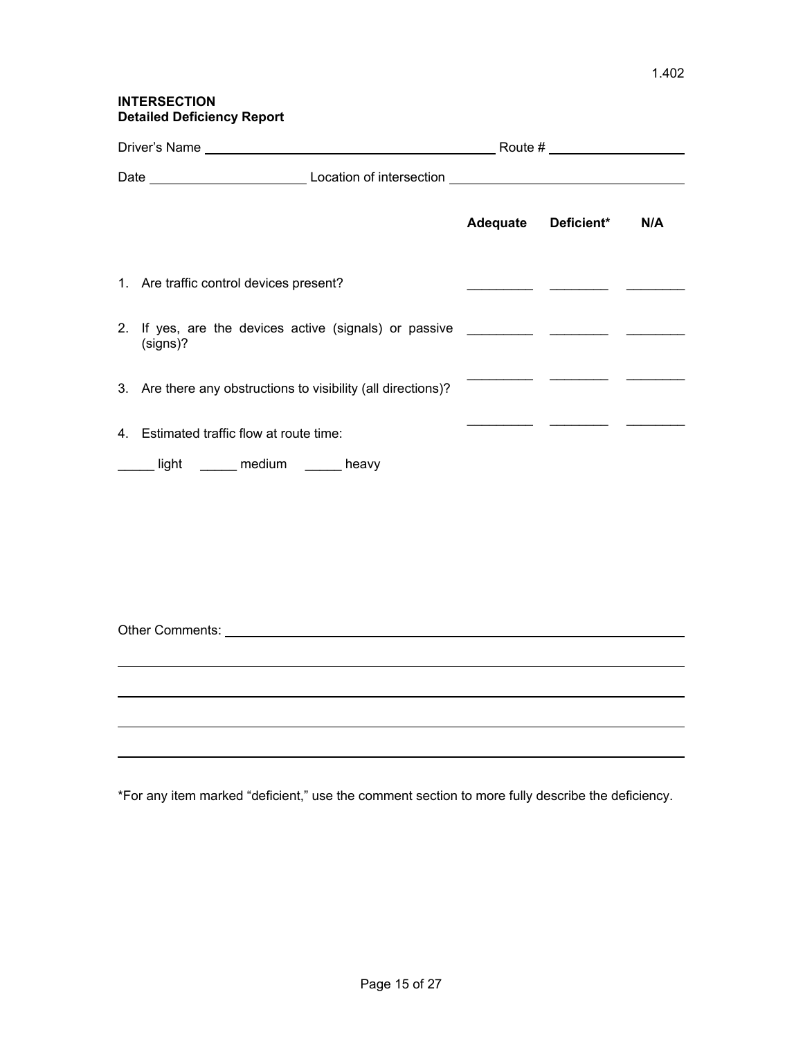1.402

**INTERSECTION**
**Detailed Deficiency Report**

Driver's Name ________________________________________ Route # ____________________

Date ______________________ Location of intersection ________________________________

| | Adequate | Deficient* | N/A |
|---|---|---|---|
| 1. Are traffic control devices present? | _________ | ________ | ________ |
| 2. If yes, are the devices active (signals) or passive (signs)? | _________ | ________ | ________ |
| 3. Are there any obstructions to visibility (all directions)? | _________ | ________ | ________ |
| 4. Estimated traffic flow at route time: | _________ | ________ | ________ |

_____ light _____ medium _____ heavy

Other Comments: ________________________________________________________________

____________________________________________________________________________

____________________________________________________________________________

____________________________________________________________________________

____________________________________________________________________________

*For any item marked "deficient," use the comment section to more fully describe the deficiency.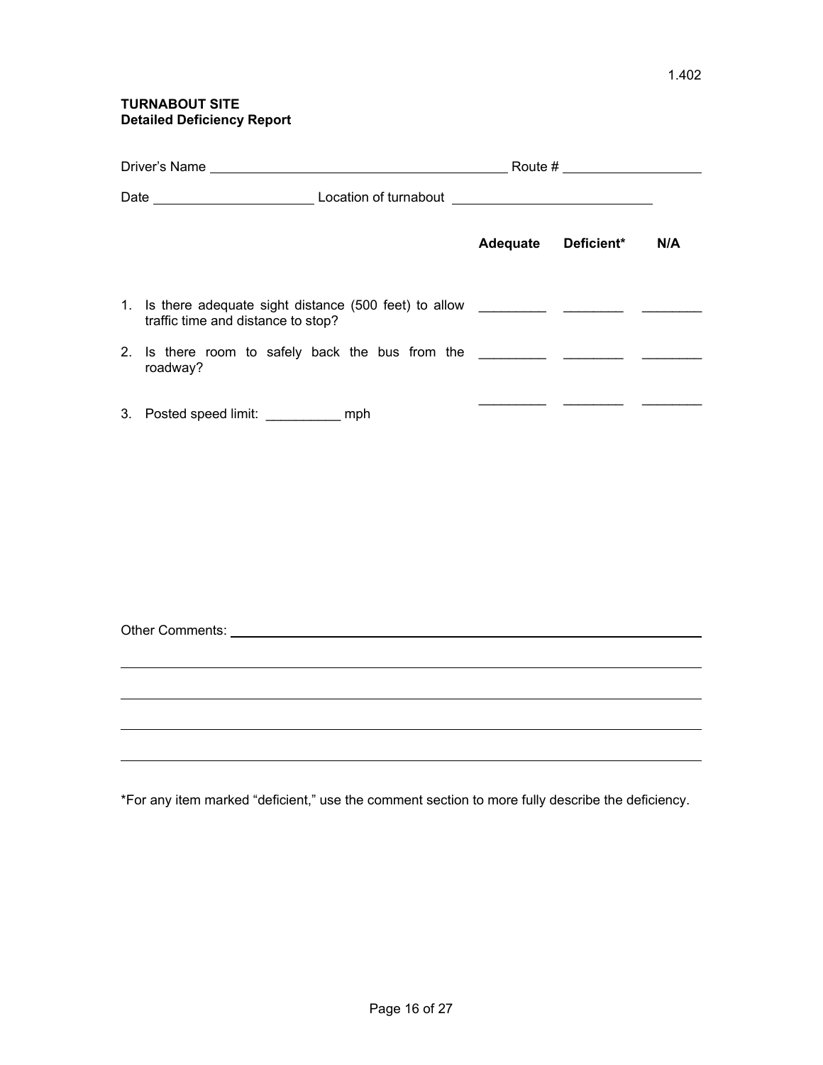1.402

**TURNABOUT SITE**
**Detailed Deficiency Report**

Driver's Name ________________________________________ Route # __________________

Date ______________________ Location of turnabout ___________________________

| | Adequate | Deficient* | N/A |
|---|---|---|---|
| 1. Is there adequate sight distance (500 feet) to allow traffic time and distance to stop? | _________ | ________ | ________ |
| 2. Is there room to safely back the bus from the roadway? | _________ | ________ | ________ |
| 3. Posted speed limit: __________ mph | _________ | ________ | ________ |

Other Comments: ______________________________________________________________

______________________________________________________________________________

______________________________________________________________________________

______________________________________________________________________________

______________________________________________________________________________

*For any item marked "deficient," use the comment section to more fully describe the deficiency.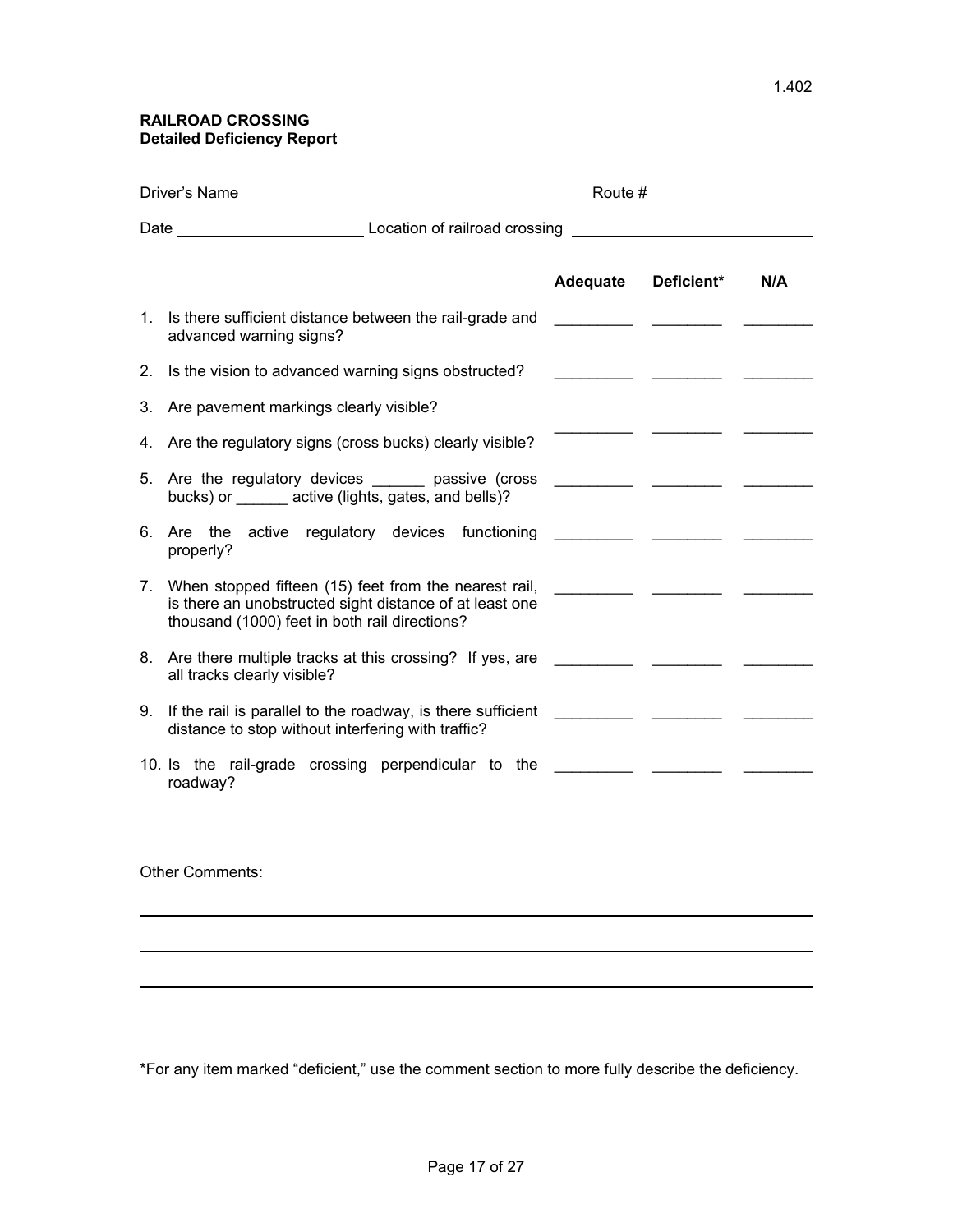1.402

**RAILROAD CROSSING**
**Detailed Deficiency Report**

Driver's Name ________________________________________ Route # __________________

Date ______________________ Location of railroad crossing ____________________________

| | Adequate | Deficient* | N/A |
|---|---|---|---|
| 1. Is there sufficient distance between the rail-grade and advanced warning signs? | _________ | ________ | ________ |
| 2. Is the vision to advanced warning signs obstructed? | _________ | ________ | ________ |
| 3. Are pavement markings clearly visible? | | | |
| 4. Are the regulatory signs (cross bucks) clearly visible? | _________ | ________ | ________ |
| 5. Are the regulatory devices ______ passive (cross bucks) or ______ active (lights, gates, and bells)? | _________ | ________ | ________ |
| 6. Are the active regulatory devices functioning properly? | _________ | ________ | ________ |
| 7. When stopped fifteen (15) feet from the nearest rail, is there an unobstructed sight distance of at least one thousand (1000) feet in both rail directions? | _________ | ________ | ________ |
| 8. Are there multiple tracks at this crossing? If yes, are all tracks clearly visible? | _________ | ________ | ________ |
| 9. If the rail is parallel to the roadway, is there sufficient distance to stop without interfering with traffic? | _________ | ________ | ________ |
| 10. Is the rail-grade crossing perpendicular to the roadway? | _________ | ________ | ________ |

Other Comments: ____________________________________________________________

____________________________________________________________________________

____________________________________________________________________________

____________________________________________________________________________

____________________________________________________________________________

*For any item marked "deficient," use the comment section to more fully describe the deficiency.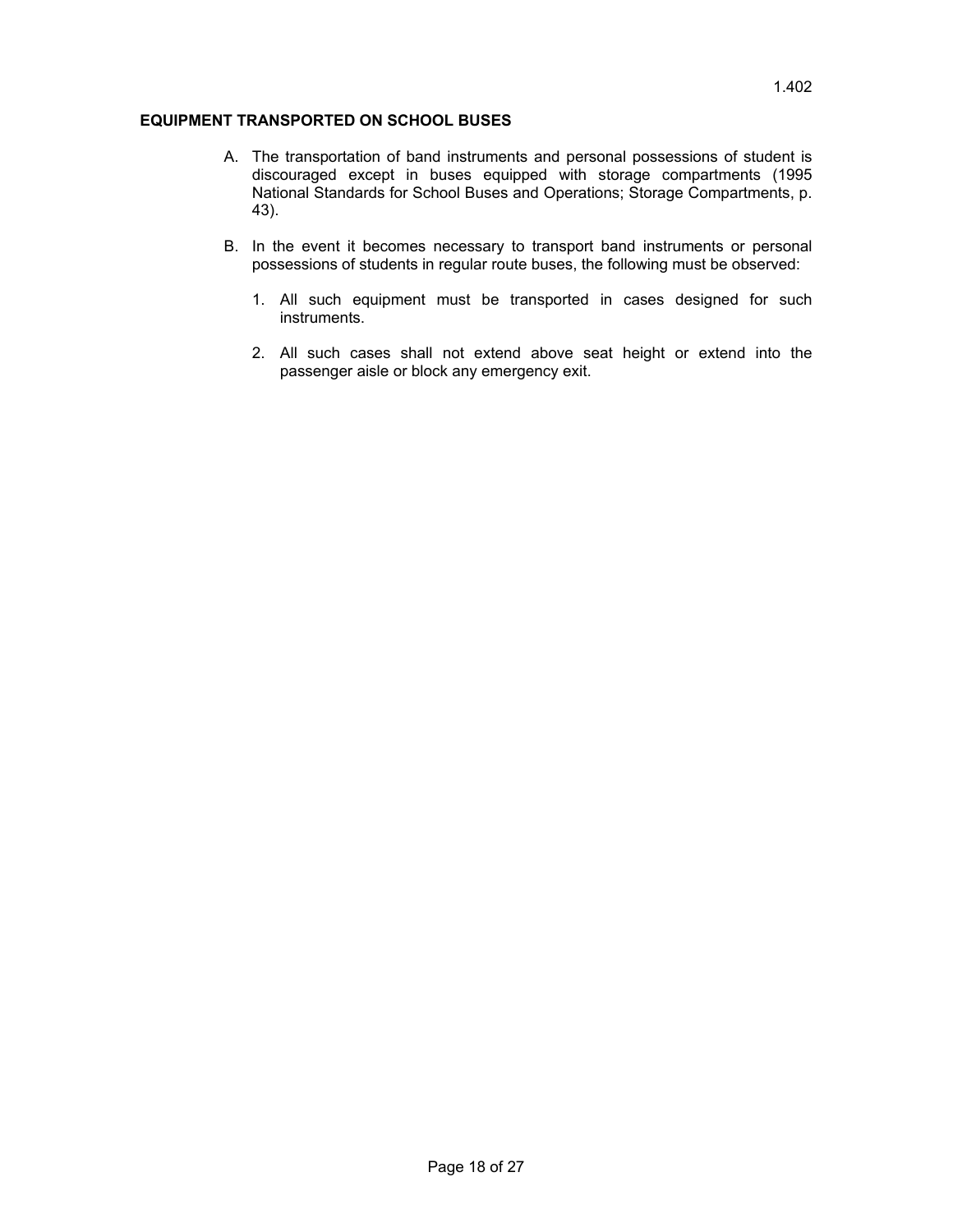1.402

**EQUIPMENT TRANSPORTED ON SCHOOL BUSES**

A. The transportation of band instruments and personal possessions of student is discouraged except in buses equipped with storage compartments (1995 National Standards for School Buses and Operations; Storage Compartments, p. 43).

B. In the event it becomes necessary to transport band instruments or personal possessions of students in regular route buses, the following must be observed:

   1. All such equipment must be transported in cases designed for such instruments.

   2. All such cases shall not extend above seat height or extend into the passenger aisle or block any emergency exit.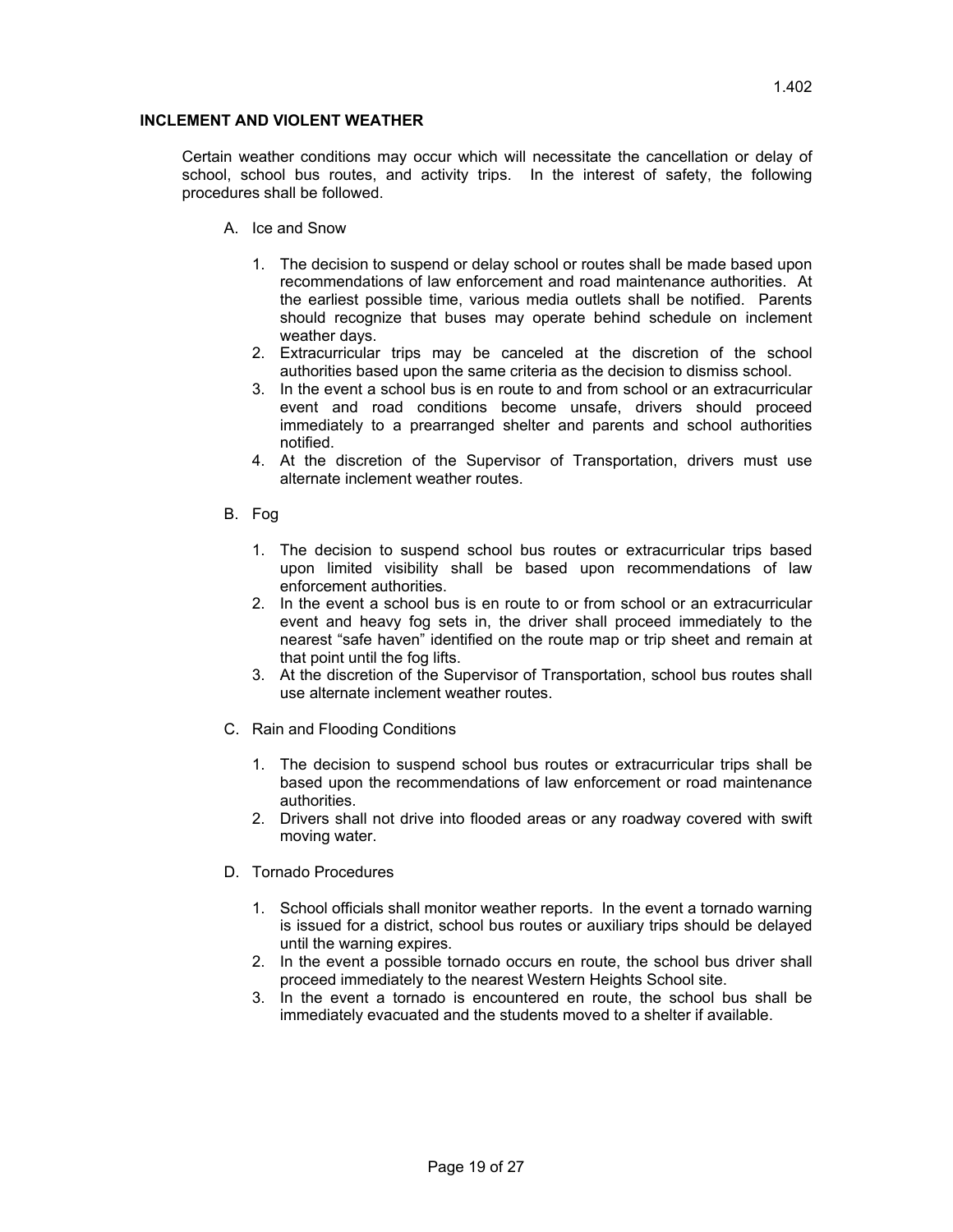1.402

## INCLEMENT AND VIOLENT WEATHER

Certain weather conditions may occur which will necessitate the cancellation or delay of school, school bus routes, and activity trips. In the interest of safety, the following procedures shall be followed.

A. Ice and Snow

1. The decision to suspend or delay school or routes shall be made based upon recommendations of law enforcement and road maintenance authorities. At the earliest possible time, various media outlets shall be notified. Parents should recognize that buses may operate behind schedule on inclement weather days.
2. Extracurricular trips may be canceled at the discretion of the school authorities based upon the same criteria as the decision to dismiss school.
3. In the event a school bus is en route to and from school or an extracurricular event and road conditions become unsafe, drivers should proceed immediately to a prearranged shelter and parents and school authorities notified.
4. At the discretion of the Supervisor of Transportation, drivers must use alternate inclement weather routes.

B. Fog

1. The decision to suspend school bus routes or extracurricular trips based upon limited visibility shall be based upon recommendations of law enforcement authorities.
2. In the event a school bus is en route to or from school or an extracurricular event and heavy fog sets in, the driver shall proceed immediately to the nearest "safe haven" identified on the route map or trip sheet and remain at that point until the fog lifts.
3. At the discretion of the Supervisor of Transportation, school bus routes shall use alternate inclement weather routes.

C. Rain and Flooding Conditions

1. The decision to suspend school bus routes or extracurricular trips shall be based upon the recommendations of law enforcement or road maintenance authorities.
2. Drivers shall not drive into flooded areas or any roadway covered with swift moving water.

D. Tornado Procedures

1. School officials shall monitor weather reports. In the event a tornado warning is issued for a district, school bus routes or auxiliary trips should be delayed until the warning expires.
2. In the event a possible tornado occurs en route, the school bus driver shall proceed immediately to the nearest Western Heights School site.
3. In the event a tornado is encountered en route, the school bus shall be immediately evacuated and the students moved to a shelter if available.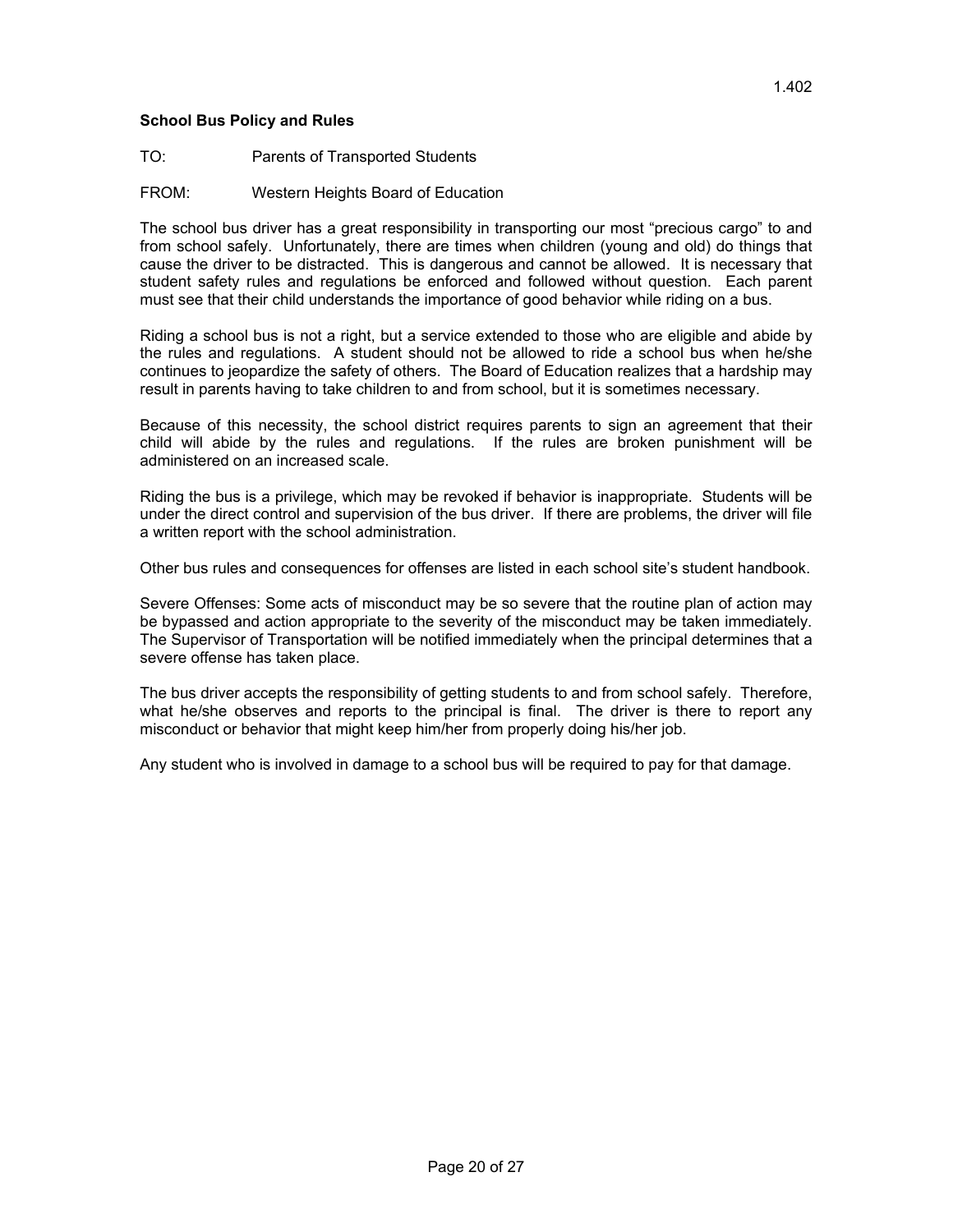1.402

**School Bus Policy and Rules**

TO: Parents of Transported Students

FROM: Western Heights Board of Education

The school bus driver has a great responsibility in transporting our most "precious cargo" to and from school safely. Unfortunately, there are times when children (young and old) do things that cause the driver to be distracted. This is dangerous and cannot be allowed. It is necessary that student safety rules and regulations be enforced and followed without question. Each parent must see that their child understands the importance of good behavior while riding on a bus.

Riding a school bus is not a right, but a service extended to those who are eligible and abide by the rules and regulations. A student should not be allowed to ride a school bus when he/she continues to jeopardize the safety of others. The Board of Education realizes that a hardship may result in parents having to take children to and from school, but it is sometimes necessary.

Because of this necessity, the school district requires parents to sign an agreement that their child will abide by the rules and regulations. If the rules are broken punishment will be administered on an increased scale.

Riding the bus is a privilege, which may be revoked if behavior is inappropriate. Students will be under the direct control and supervision of the bus driver. If there are problems, the driver will file a written report with the school administration.

Other bus rules and consequences for offenses are listed in each school site's student handbook.

Severe Offenses: Some acts of misconduct may be so severe that the routine plan of action may be bypassed and action appropriate to the severity of the misconduct may be taken immediately. The Supervisor of Transportation will be notified immediately when the principal determines that a severe offense has taken place.

The bus driver accepts the responsibility of getting students to and from school safely. Therefore, what he/she observes and reports to the principal is final. The driver is there to report any misconduct or behavior that might keep him/her from properly doing his/her job.

Any student who is involved in damage to a school bus will be required to pay for that damage.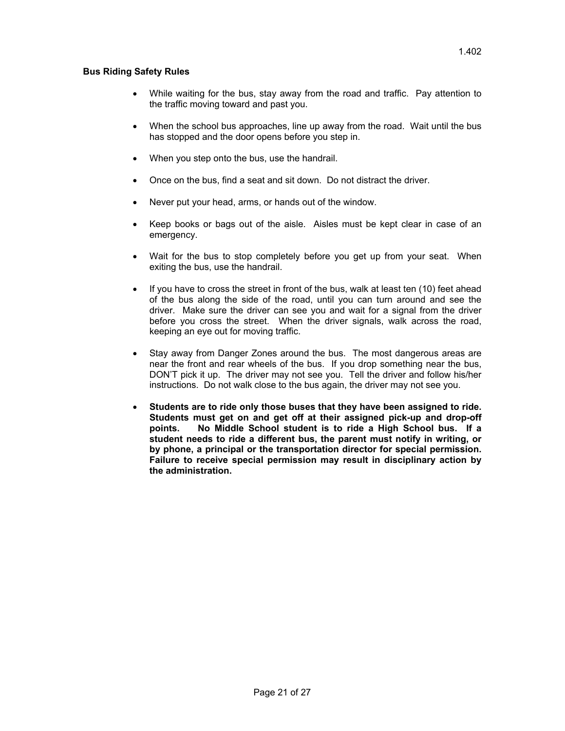**Bus Riding Safety Rules**

- While waiting for the bus, stay away from the road and traffic. Pay attention to the traffic moving toward and past you.
- When the school bus approaches, line up away from the road. Wait until the bus has stopped and the door opens before you step in.
- When you step onto the bus, use the handrail.
- Once on the bus, find a seat and sit down. Do not distract the driver.
- Never put your head, arms, or hands out of the window.
- Keep books or bags out of the aisle. Aisles must be kept clear in case of an emergency.
- Wait for the bus to stop completely before you get up from your seat. When exiting the bus, use the handrail.
- If you have to cross the street in front of the bus, walk at least ten (10) feet ahead of the bus along the side of the road, until you can turn around and see the driver. Make sure the driver can see you and wait for a signal from the driver before you cross the street. When the driver signals, walk across the road, keeping an eye out for moving traffic.
- Stay away from Danger Zones around the bus. The most dangerous areas are near the front and rear wheels of the bus. If you drop something near the bus, DON'T pick it up. The driver may not see you. Tell the driver and follow his/her instructions. Do not walk close to the bus again, the driver may not see you.
- **Students are to ride only those buses that they have been assigned to ride. Students must get on and get off at their assigned pick-up and drop-off points. No Middle School student is to ride a High School bus. If a student needs to ride a different bus, the parent must notify in writing, or by phone, a principal or the transportation director for special permission. Failure to receive special permission may result in disciplinary action by the administration.**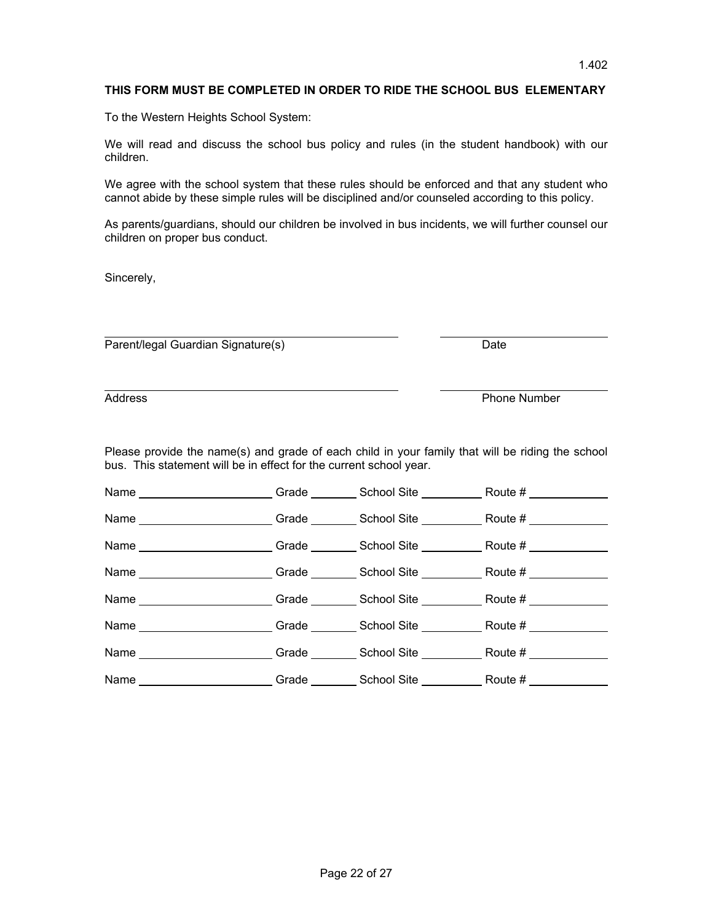1.402

**THIS FORM MUST BE COMPLETED IN ORDER TO RIDE THE SCHOOL BUS ELEMENTARY**

To the Western Heights School System:

We will read and discuss the school bus policy and rules (in the student handbook) with our children.

We agree with the school system that these rules should be enforced and that any student who cannot abide by these simple rules will be disciplined and/or counseled according to this policy.

As parents/guardians, should our children be involved in bus incidents, we will further counsel our children on proper bus conduct.

Sincerely,

\_\_\_\_\_\_\_\_\_\_\_\_\_\_\_\_\_\_\_\_\_\_\_\_\_\_\_\_\_\_\_\_\_\_\_\_\_\_\_\_ \_\_\_\_\_\_\_\_\_\_\_\_\_\_\_\_\_\_\_\_\_\_
Parent/legal Guardian Signature(s) Date

\_\_\_\_\_\_\_\_\_\_\_\_\_\_\_\_\_\_\_\_\_\_\_\_\_\_\_\_\_\_\_\_\_\_\_\_\_\_\_\_ \_\_\_\_\_\_\_\_\_\_\_\_\_\_\_\_\_\_\_\_\_\_
Address Phone Number

Please provide the name(s) and grade of each child in your family that will be riding the school bus. This statement will be in effect for the current school year.

Name \_\_\_\_\_\_\_\_\_\_\_\_\_\_\_\_\_\_ Grade \_\_\_\_\_\_ School Site \_\_\_\_\_\_\_\_ Route # \_\_\_\_\_\_\_\_\_\_

Name \_\_\_\_\_\_\_\_\_\_\_\_\_\_\_\_\_\_ Grade \_\_\_\_\_\_ School Site \_\_\_\_\_\_\_\_ Route # \_\_\_\_\_\_\_\_\_\_

Name \_\_\_\_\_\_\_\_\_\_\_\_\_\_\_\_\_\_ Grade \_\_\_\_\_\_ School Site \_\_\_\_\_\_\_\_ Route # \_\_\_\_\_\_\_\_\_\_

Name \_\_\_\_\_\_\_\_\_\_\_\_\_\_\_\_\_\_ Grade \_\_\_\_\_\_ School Site \_\_\_\_\_\_\_\_ Route # \_\_\_\_\_\_\_\_\_\_

Name \_\_\_\_\_\_\_\_\_\_\_\_\_\_\_\_\_\_ Grade \_\_\_\_\_\_ School Site \_\_\_\_\_\_\_\_ Route # \_\_\_\_\_\_\_\_\_\_

Name \_\_\_\_\_\_\_\_\_\_\_\_\_\_\_\_\_\_ Grade \_\_\_\_\_\_ School Site \_\_\_\_\_\_\_\_ Route # \_\_\_\_\_\_\_\_\_\_

Name \_\_\_\_\_\_\_\_\_\_\_\_\_\_\_\_\_\_ Grade \_\_\_\_\_\_ School Site \_\_\_\_\_\_\_\_ Route # \_\_\_\_\_\_\_\_\_\_

Name \_\_\_\_\_\_\_\_\_\_\_\_\_\_\_\_\_\_ Grade \_\_\_\_\_\_ School Site \_\_\_\_\_\_\_\_ Route # \_\_\_\_\_\_\_\_\_\_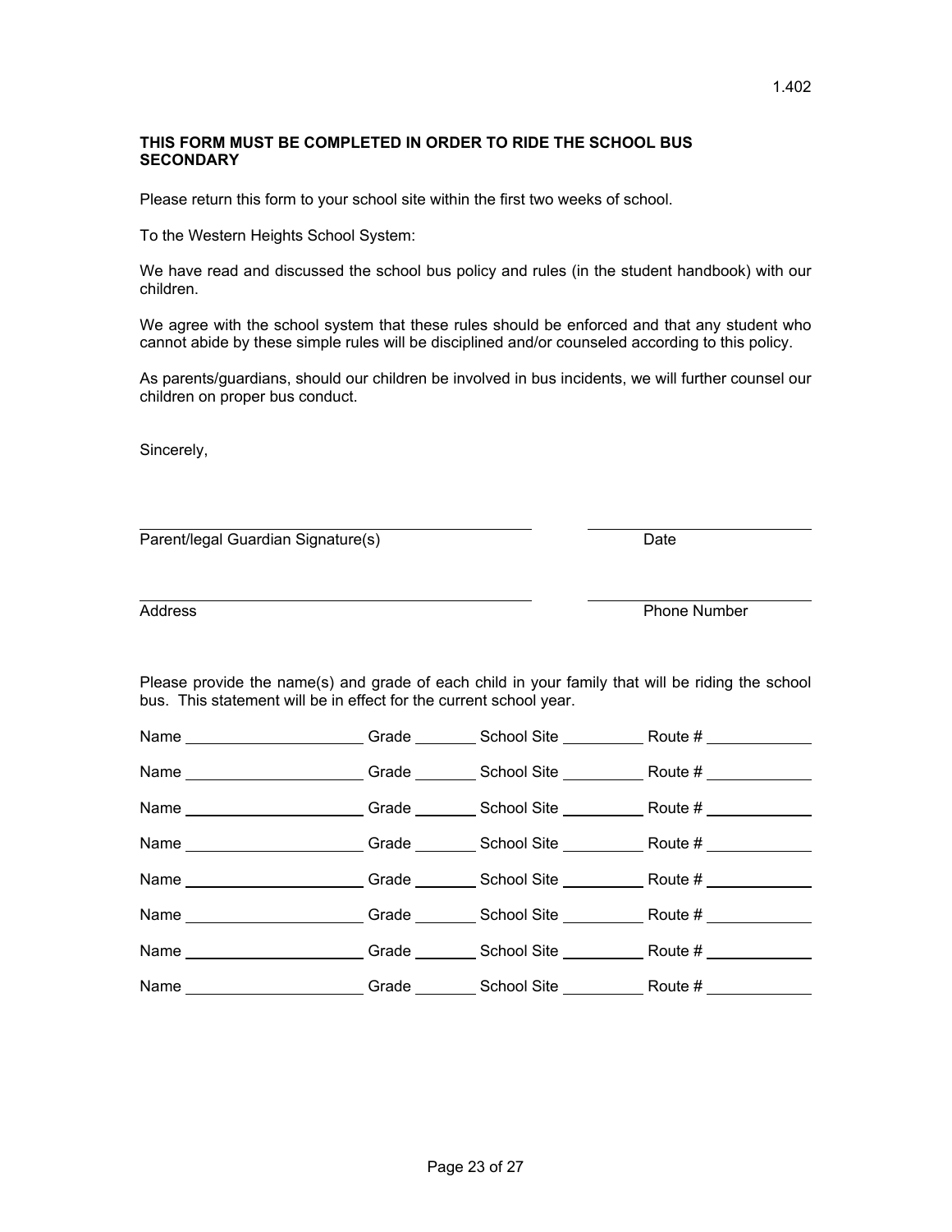1.402

**THIS FORM MUST BE COMPLETED IN ORDER TO RIDE THE SCHOOL BUS SECONDARY**

Please return this form to your school site within the first two weeks of school.

To the Western Heights School System:

We have read and discussed the school bus policy and rules (in the student handbook) with our children.

We agree with the school system that these rules should be enforced and that any student who cannot abide by these simple rules will be disciplined and/or counseled according to this policy.

As parents/guardians, should our children be involved in bus incidents, we will further counsel our children on proper bus conduct.

Sincerely,

\_\_\_\_\_\_\_\_\_\_\_\_\_\_\_\_\_\_\_\_\_\_\_\_\_\_\_\_\_\_\_\_\_\_\_\_\_\_\_\_ \_\_\_\_\_\_\_\_\_\_\_\_\_\_\_\_\_\_\_\_\_\_\_\_
Parent/legal Guardian Signature(s) Date

\_\_\_\_\_\_\_\_\_\_\_\_\_\_\_\_\_\_\_\_\_\_\_\_\_\_\_\_\_\_\_\_\_\_\_\_\_\_\_\_ \_\_\_\_\_\_\_\_\_\_\_\_\_\_\_\_\_\_\_\_\_\_\_\_
Address Phone Number

Please provide the name(s) and grade of each child in your family that will be riding the school bus. This statement will be in effect for the current school year.

Name \_\_\_\_\_\_\_\_\_\_\_\_\_\_\_\_\_\_\_\_ Grade \_\_\_\_\_\_\_ School Site \_\_\_\_\_\_\_\_\_ Route # \_\_\_\_\_\_\_\_\_\_\_\_

Name \_\_\_\_\_\_\_\_\_\_\_\_\_\_\_\_\_\_\_\_ Grade \_\_\_\_\_\_\_ School Site \_\_\_\_\_\_\_\_\_ Route # \_\_\_\_\_\_\_\_\_\_\_\_

Name \_\_\_\_\_\_\_\_\_\_\_\_\_\_\_\_\_\_\_\_ Grade \_\_\_\_\_\_\_ School Site \_\_\_\_\_\_\_\_\_ Route # \_\_\_\_\_\_\_\_\_\_\_\_

Name \_\_\_\_\_\_\_\_\_\_\_\_\_\_\_\_\_\_\_\_ Grade \_\_\_\_\_\_\_ School Site \_\_\_\_\_\_\_\_\_ Route # \_\_\_\_\_\_\_\_\_\_\_\_

Name \_\_\_\_\_\_\_\_\_\_\_\_\_\_\_\_\_\_\_\_ Grade \_\_\_\_\_\_\_ School Site \_\_\_\_\_\_\_\_\_ Route # \_\_\_\_\_\_\_\_\_\_\_\_

Name \_\_\_\_\_\_\_\_\_\_\_\_\_\_\_\_\_\_\_\_ Grade \_\_\_\_\_\_\_ School Site \_\_\_\_\_\_\_\_\_ Route # \_\_\_\_\_\_\_\_\_\_\_\_

Name \_\_\_\_\_\_\_\_\_\_\_\_\_\_\_\_\_\_\_\_ Grade \_\_\_\_\_\_\_ School Site \_\_\_\_\_\_\_\_\_ Route # \_\_\_\_\_\_\_\_\_\_\_\_

Name \_\_\_\_\_\_\_\_\_\_\_\_\_\_\_\_\_\_\_\_ Grade \_\_\_\_\_\_\_ School Site \_\_\_\_\_\_\_\_\_ Route # \_\_\_\_\_\_\_\_\_\_\_\_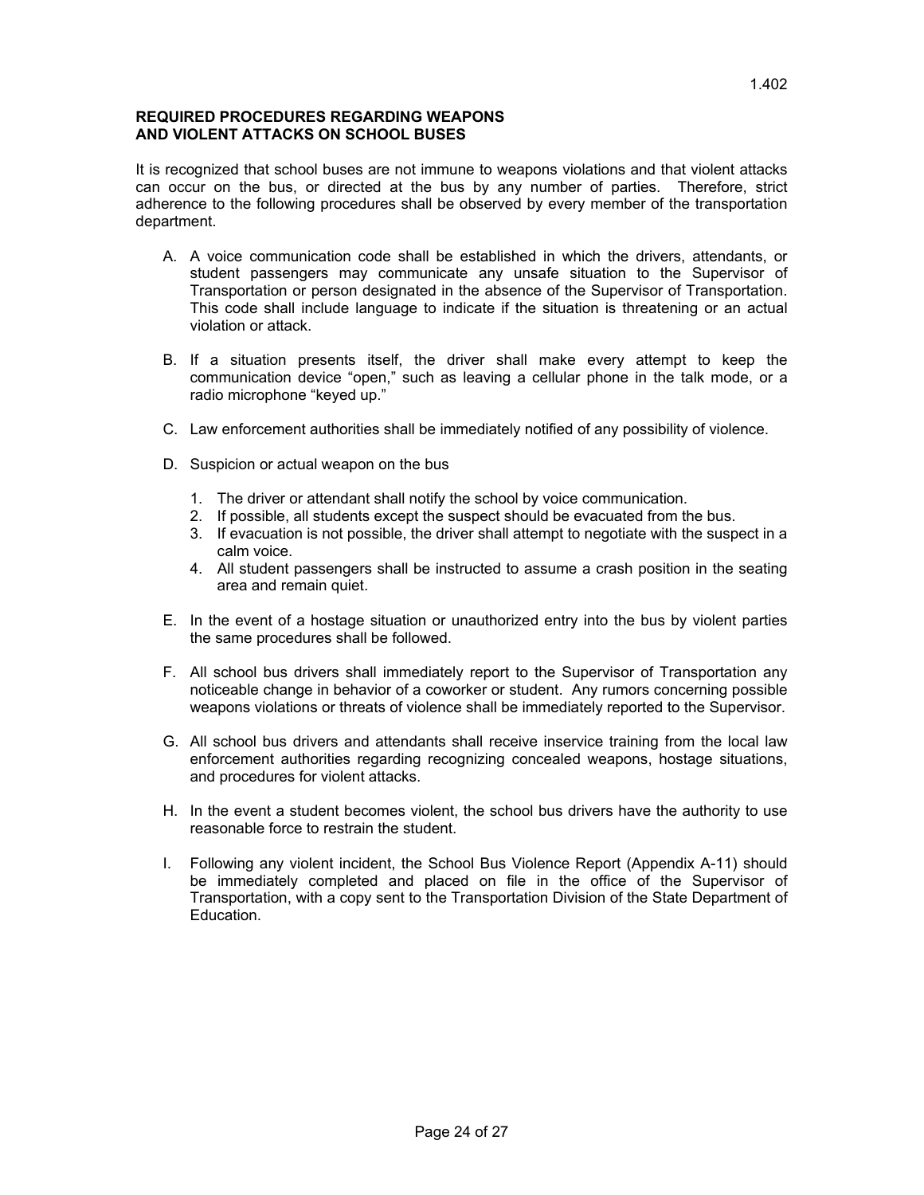**REQUIRED PROCEDURES REGARDING WEAPONS AND VIOLENT ATTACKS ON SCHOOL BUSES**

It is recognized that school buses are not immune to weapons violations and that violent attacks can occur on the bus, or directed at the bus by any number of parties. Therefore, strict adherence to the following procedures shall be observed by every member of the transportation department.

A. A voice communication code shall be established in which the drivers, attendants, or student passengers may communicate any unsafe situation to the Supervisor of Transportation or person designated in the absence of the Supervisor of Transportation. This code shall include language to indicate if the situation is threatening or an actual violation or attack.

B. If a situation presents itself, the driver shall make every attempt to keep the communication device "open," such as leaving a cellular phone in the talk mode, or a radio microphone "keyed up."

C. Law enforcement authorities shall be immediately notified of any possibility of violence.

D. Suspicion or actual weapon on the bus

   1. The driver or attendant shall notify the school by voice communication.
   2. If possible, all students except the suspect should be evacuated from the bus.
   3. If evacuation is not possible, the driver shall attempt to negotiate with the suspect in a calm voice.
   4. All student passengers shall be instructed to assume a crash position in the seating area and remain quiet.

E. In the event of a hostage situation or unauthorized entry into the bus by violent parties the same procedures shall be followed.

F. All school bus drivers shall immediately report to the Supervisor of Transportation any noticeable change in behavior of a coworker or student. Any rumors concerning possible weapons violations or threats of violence shall be immediately reported to the Supervisor.

G. All school bus drivers and attendants shall receive inservice training from the local law enforcement authorities regarding recognizing concealed weapons, hostage situations, and procedures for violent attacks.

H. In the event a student becomes violent, the school bus drivers have the authority to use reasonable force to restrain the student.

I. Following any violent incident, the School Bus Violence Report (Appendix A-11) should be immediately completed and placed on file in the office of the Supervisor of Transportation, with a copy sent to the Transportation Division of the State Department of Education.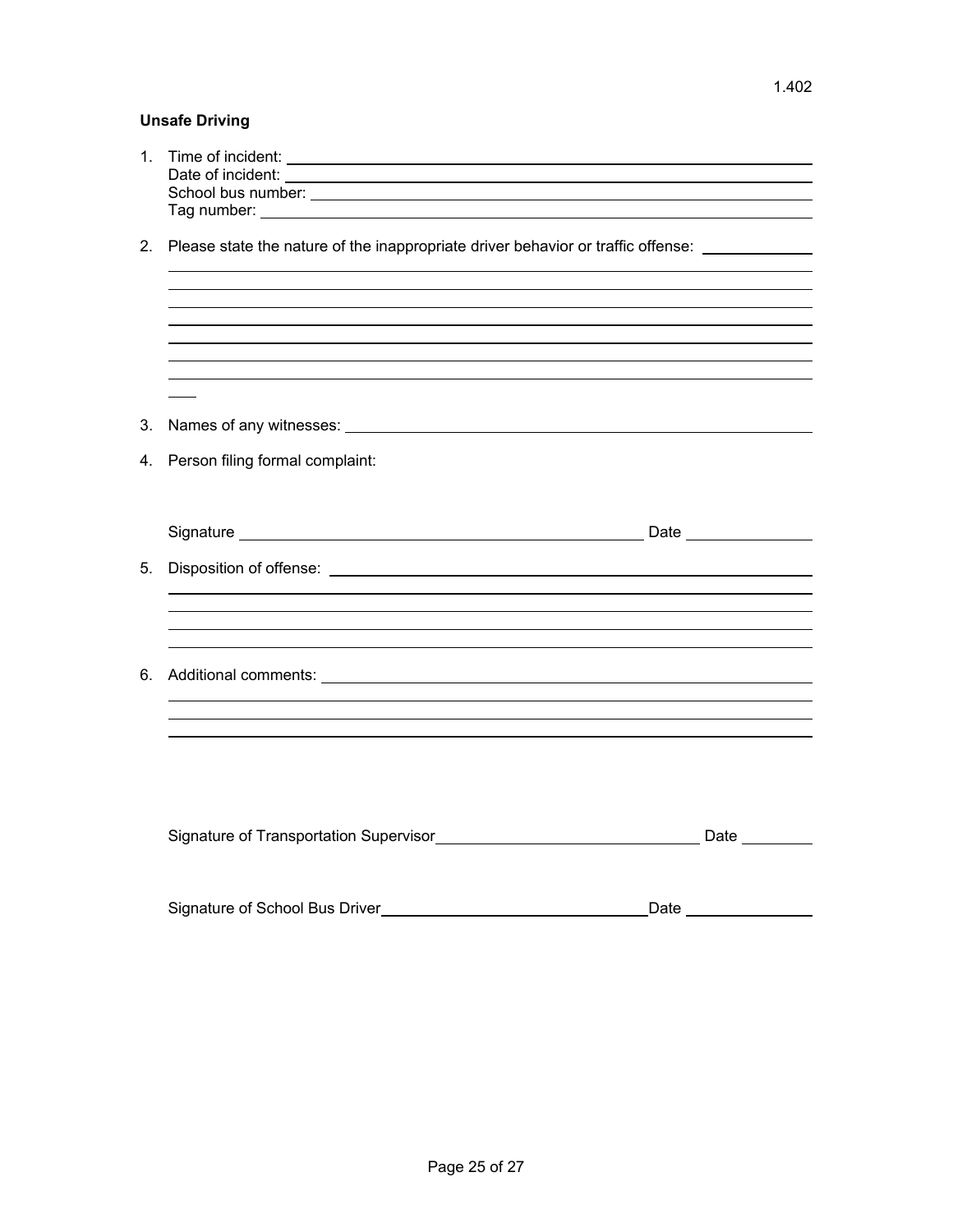1.402

**Unsafe Driving**

1. Time of incident: ______________________________
   Date of incident: ______________________________
   School bus number: ______________________________
   Tag number: ______________________________

2. Please state the nature of the inappropriate driver behavior or traffic offense: ______________
   ______________________________________________
   ______________________________________________
   ______________________________________________
   ______________________________________________
   ______________________________________________
   ______________________________________________
   ______________________________________________
   ___

3. Names of any witnesses: ______________________________

4. Person filing formal complaint:

   Signature ______________________________ Date ______________

5. Disposition of offense: ______________________________
   ______________________________________________
   ______________________________________________
   ______________________________________________
   ______________________________________________

6. Additional comments: ______________________________
   ______________________________________________
   ______________________________________________
   ______________________________________________

Signature of Transportation Supervisor ______________________________ Date __________

Signature of School Bus Driver ______________________________ Date ______________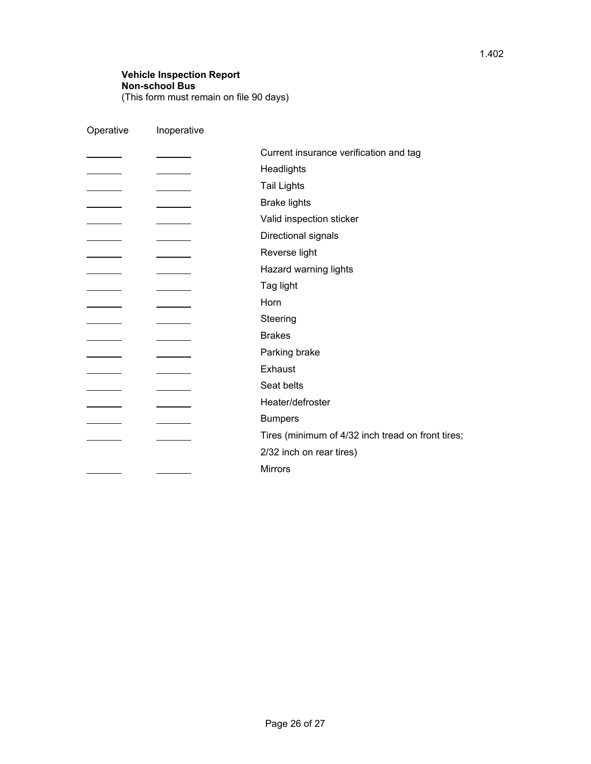1.402

**Vehicle Inspection Report**
**Non-school Bus**
(This form must remain on file 90 days)

| Operative | Inoperative | |
|---|---|---|
| _______ | _______ | Current insurance verification and tag |
| _______ | _______ | Headlights |
| _______ | _______ | Tail Lights |
| _______ | _______ | Brake lights |
| _______ | _______ | Valid inspection sticker |
| _______ | _______ | Directional signals |
| _______ | _______ | Reverse light |
| _______ | _______ | Hazard warning lights |
| _______ | _______ | Tag light |
| _______ | _______ | Horn |
| _______ | _______ | Steering |
| _______ | _______ | Brakes |
| _______ | _______ | Parking brake |
| _______ | _______ | Exhaust |
| _______ | _______ | Seat belts |
| _______ | _______ | Heater/defroster |
| _______ | _______ | Bumpers |
| _______ | _______ | Tires (minimum of 4/32 inch tread on front tires; 2/32 inch on rear tires) |
| _______ | _______ | Mirrors |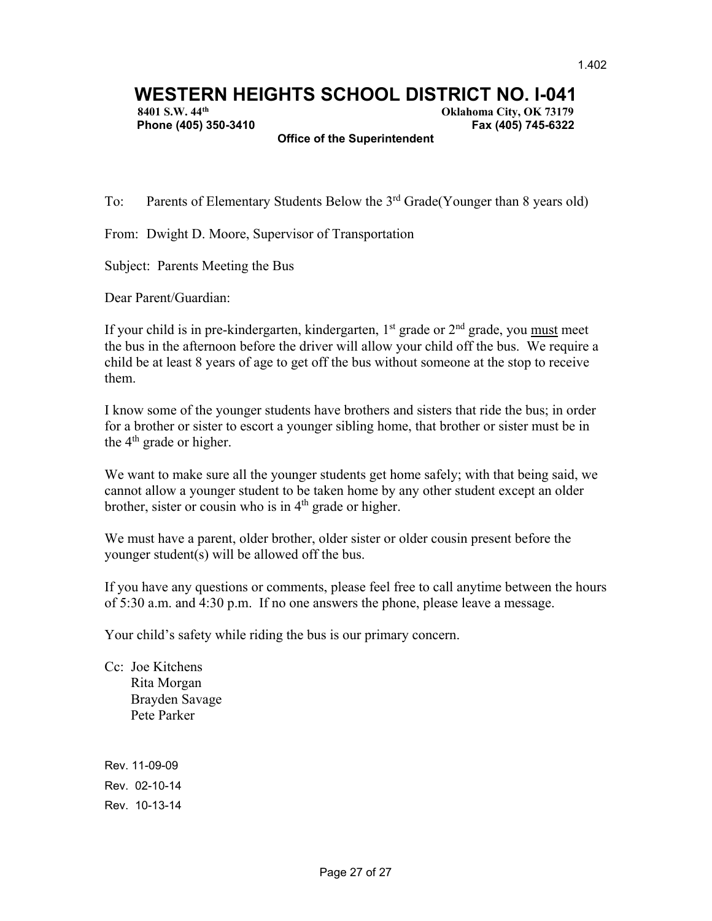1.402

# WESTERN HEIGHTS SCHOOL DISTRICT NO. I-041

**8401 S.W. 44th** **Oklahoma City, OK 73179**
**Phone (405) 350-3410** **Fax (405) 745-6322**

**Office of the Superintendent**

To: Parents of Elementary Students Below the 3rd Grade(Younger than 8 years old)

From: Dwight D. Moore, Supervisor of Transportation

Subject: Parents Meeting the Bus

Dear Parent/Guardian:

If your child is in pre-kindergarten, kindergarten, 1st grade or 2nd grade, you must meet the bus in the afternoon before the driver will allow your child off the bus. We require a child be at least 8 years of age to get off the bus without someone at the stop to receive them.

I know some of the younger students have brothers and sisters that ride the bus; in order for a brother or sister to escort a younger sibling home, that brother or sister must be in the 4th grade or higher.

We want to make sure all the younger students get home safely; with that being said, we cannot allow a younger student to be taken home by any other student except an older brother, sister or cousin who is in 4th grade or higher.

We must have a parent, older brother, older sister or older cousin present before the younger student(s) will be allowed off the bus.

If you have any questions or comments, please feel free to call anytime between the hours of 5:30 a.m. and 4:30 p.m. If no one answers the phone, please leave a message.

Your child's safety while riding the bus is our primary concern.

Cc: Joe Kitchens
Rita Morgan
Brayden Savage
Pete Parker

Rev. 11-09-09
Rev. 02-10-14
Rev. 10-13-14